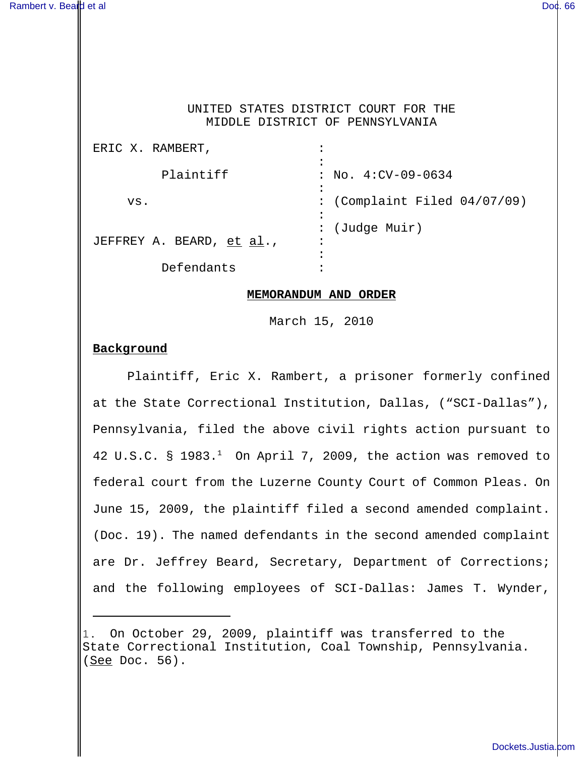UNITED STATES DISTRICT COURT FOR THE
MIDDLE DISTRICT OF PENNSYLVANIA

| | | |
|---|---|---|
| ERIC X. RAMBERT, | : | |
| Plaintiff | : | No. 4:CV-09-0634 |
| vs. | : | (Complaint Filed 04/07/09) |
| | : | (Judge Muir) |
| JEFFREY A. BEARD, et al., | : | |
| Defendants | : | |

**MEMORANDUM AND ORDER**

March 15, 2010

**Background**

Plaintiff, Eric X. Rambert, a prisoner formerly confined at the State Correctional Institution, Dallas, ("SCI-Dallas"), Pennsylvania, filed the above civil rights action pursuant to 42 U.S.C. § 1983.[1] On April 7, 2009, the action was removed to federal court from the Luzerne County Court of Common Pleas. On June 15, 2009, the plaintiff filed a second amended complaint. (Doc. 19). The named defendants in the second amended complaint are Dr. Jeffrey Beard, Secretary, Department of Corrections; and the following employees of SCI-Dallas: James T. Wynder,

---

1. On October 29, 2009, plaintiff was transferred to the State Correctional Institution, Coal Township, Pennsylvania. (See Doc. 56).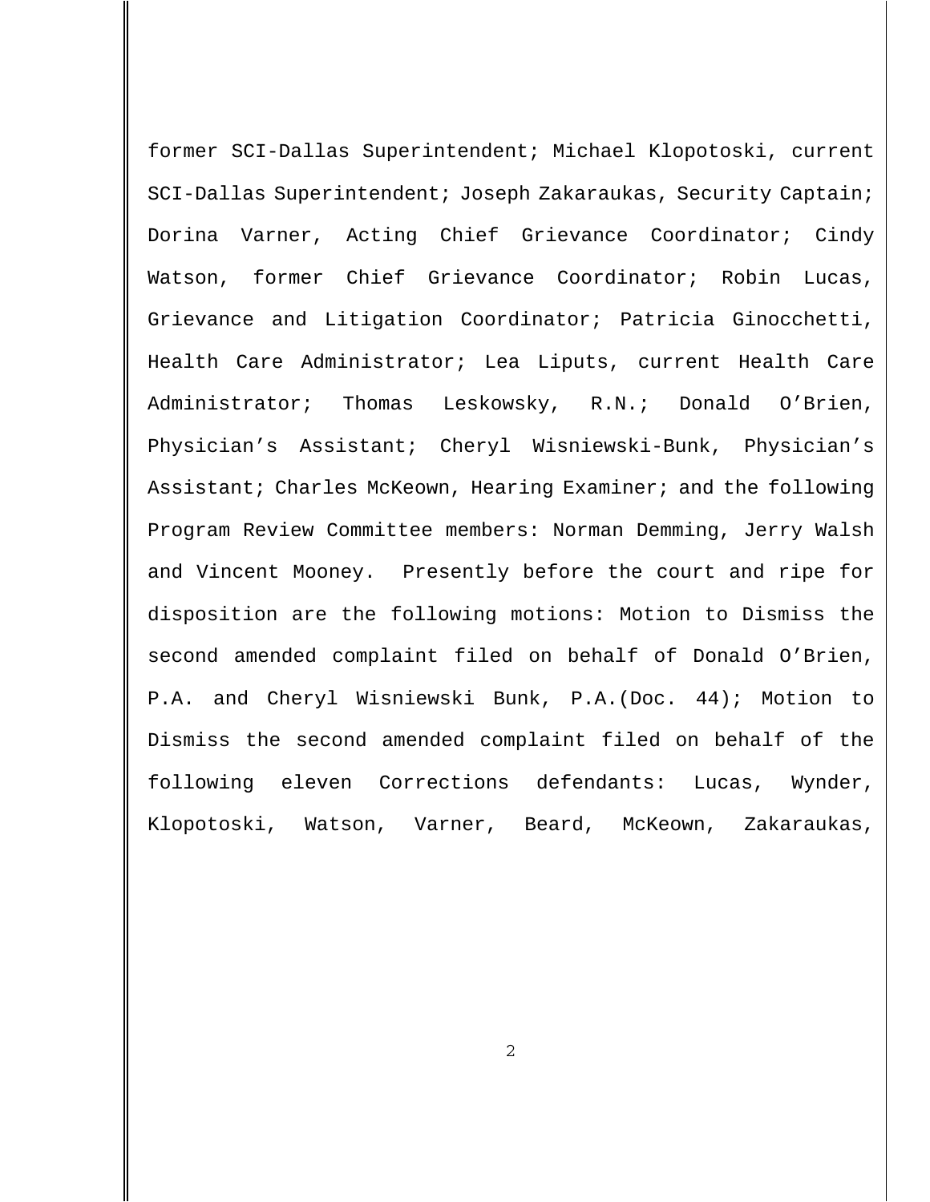former SCI-Dallas Superintendent; Michael Klopotoski, current SCI-Dallas Superintendent; Joseph Zakaraukas, Security Captain; Dorina Varner, Acting Chief Grievance Coordinator; Cindy Watson, former Chief Grievance Coordinator; Robin Lucas, Grievance and Litigation Coordinator; Patricia Ginocchetti, Health Care Administrator; Lea Liputs, current Health Care Administrator; Thomas Leskowsky, R.N.; Donald O'Brien, Physician's Assistant; Cheryl Wisniewski-Bunk, Physician's Assistant; Charles McKeown, Hearing Examiner; and the following Program Review Committee members: Norman Demming, Jerry Walsh and Vincent Mooney. Presently before the court and ripe for disposition are the following motions: Motion to Dismiss the second amended complaint filed on behalf of Donald O'Brien, P.A. and Cheryl Wisniewski Bunk, P.A.(Doc. 44); Motion to Dismiss the second amended complaint filed on behalf of the following eleven Corrections defendants: Lucas, Wynder, Klopotoski, Watson, Varner, Beard, McKeown, Zakaraukas,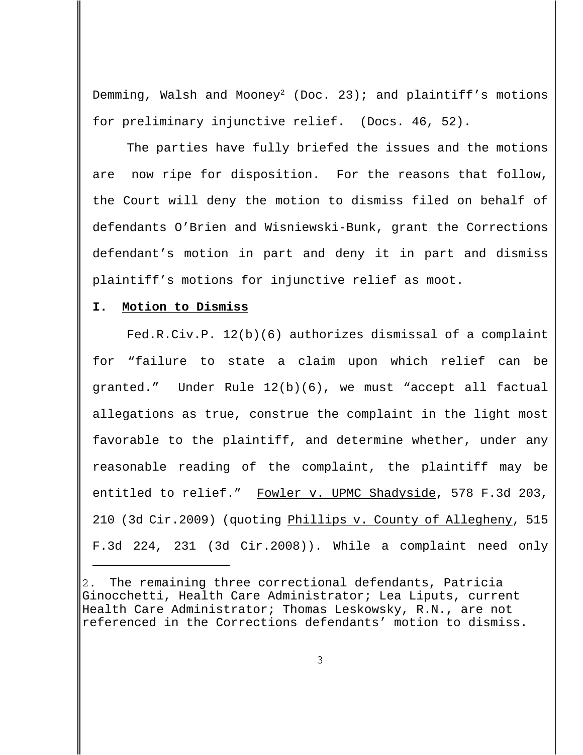Demming, Walsh and Mooney[2] (Doc. 23); and plaintiff's motions for preliminary injunctive relief. (Docs. 46, 52).

The parties have fully briefed the issues and the motions are now ripe for disposition. For the reasons that follow, the Court will deny the motion to dismiss filed on behalf of defendants O'Brien and Wisniewski-Bunk, grant the Corrections defendant's motion in part and deny it in part and dismiss plaintiff's motions for injunctive relief as moot.

**I. Motion to Dismiss**

Fed.R.Civ.P. 12(b)(6) authorizes dismissal of a complaint for "failure to state a claim upon which relief can be granted." Under Rule 12(b)(6), we must "accept all factual allegations as true, construe the complaint in the light most favorable to the plaintiff, and determine whether, under any reasonable reading of the complaint, the plaintiff may be entitled to relief." Fowler v. UPMC Shadyside, 578 F.3d 203, 210 (3d Cir.2009) (quoting Phillips v. County of Allegheny, 515 F.3d 224, 231 (3d Cir.2008)). While a complaint need only

---

2. The remaining three correctional defendants, Patricia Ginocchetti, Health Care Administrator; Lea Liputs, current Health Care Administrator; Thomas Leskowsky, R.N., are not referenced in the Corrections defendants' motion to dismiss.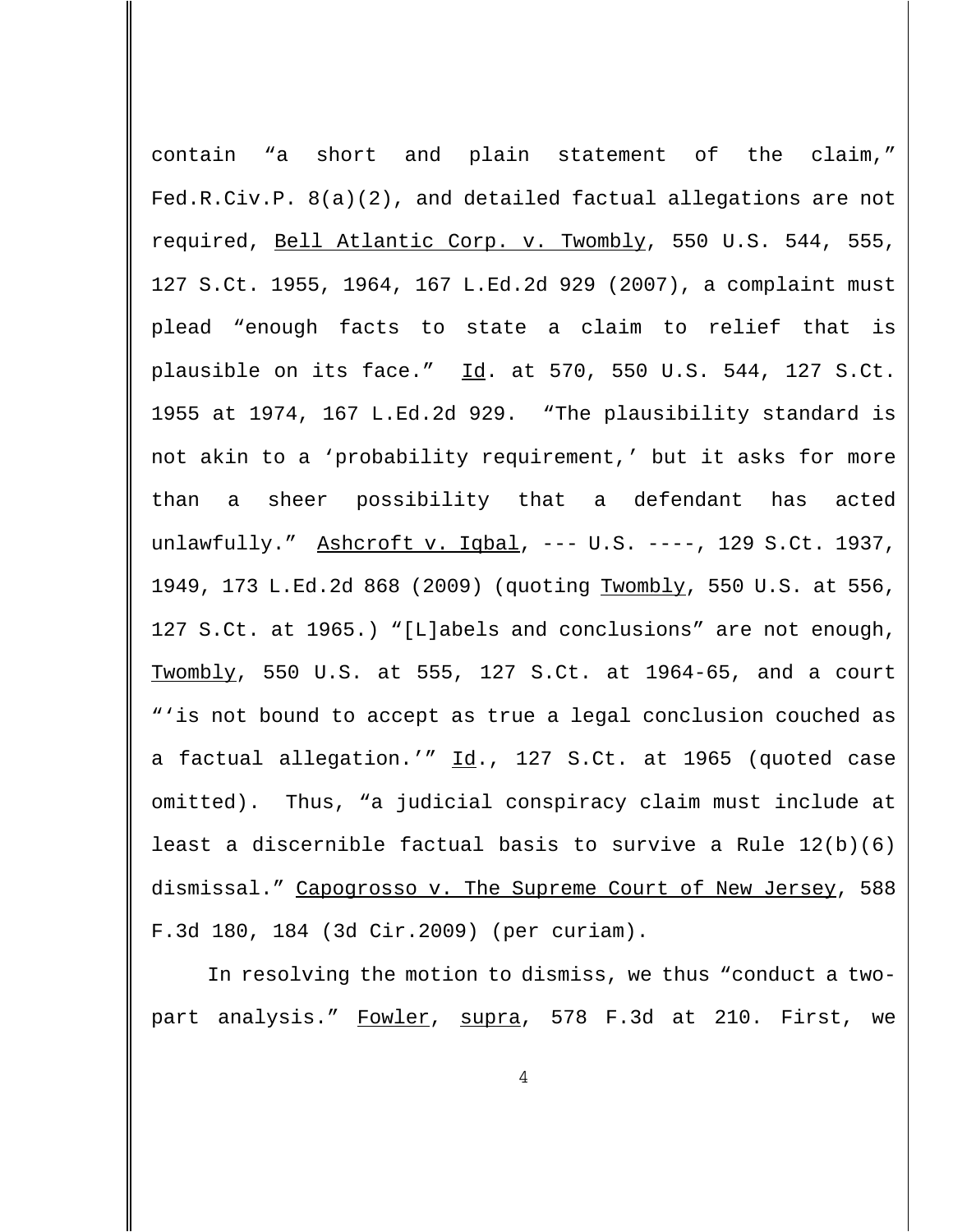contain "a short and plain statement of the claim," Fed.R.Civ.P. 8(a)(2), and detailed factual allegations are not required, Bell Atlantic Corp. v. Twombly, 550 U.S. 544, 555, 127 S.Ct. 1955, 1964, 167 L.Ed.2d 929 (2007), a complaint must plead "enough facts to state a claim to relief that is plausible on its face." Id. at 570, 550 U.S. 544, 127 S.Ct. 1955 at 1974, 167 L.Ed.2d 929. "The plausibility standard is not akin to a 'probability requirement,' but it asks for more than a sheer possibility that a defendant has acted unlawfully." Ashcroft v. Iqbal, --- U.S. ----, 129 S.Ct. 1937, 1949, 173 L.Ed.2d 868 (2009) (quoting Twombly, 550 U.S. at 556, 127 S.Ct. at 1965.) "[L]abels and conclusions" are not enough, Twombly, 550 U.S. at 555, 127 S.Ct. at 1964-65, and a court "'is not bound to accept as true a legal conclusion couched as a factual allegation.'" Id., 127 S.Ct. at 1965 (quoted case omitted). Thus, "a judicial conspiracy claim must include at least a discernible factual basis to survive a Rule 12(b)(6) dismissal." Capogrosso v. The Supreme Court of New Jersey, 588 F.3d 180, 184 (3d Cir.2009) (per curiam).

In resolving the motion to dismiss, we thus "conduct a two-part analysis." Fowler, supra, 578 F.3d at 210. First, we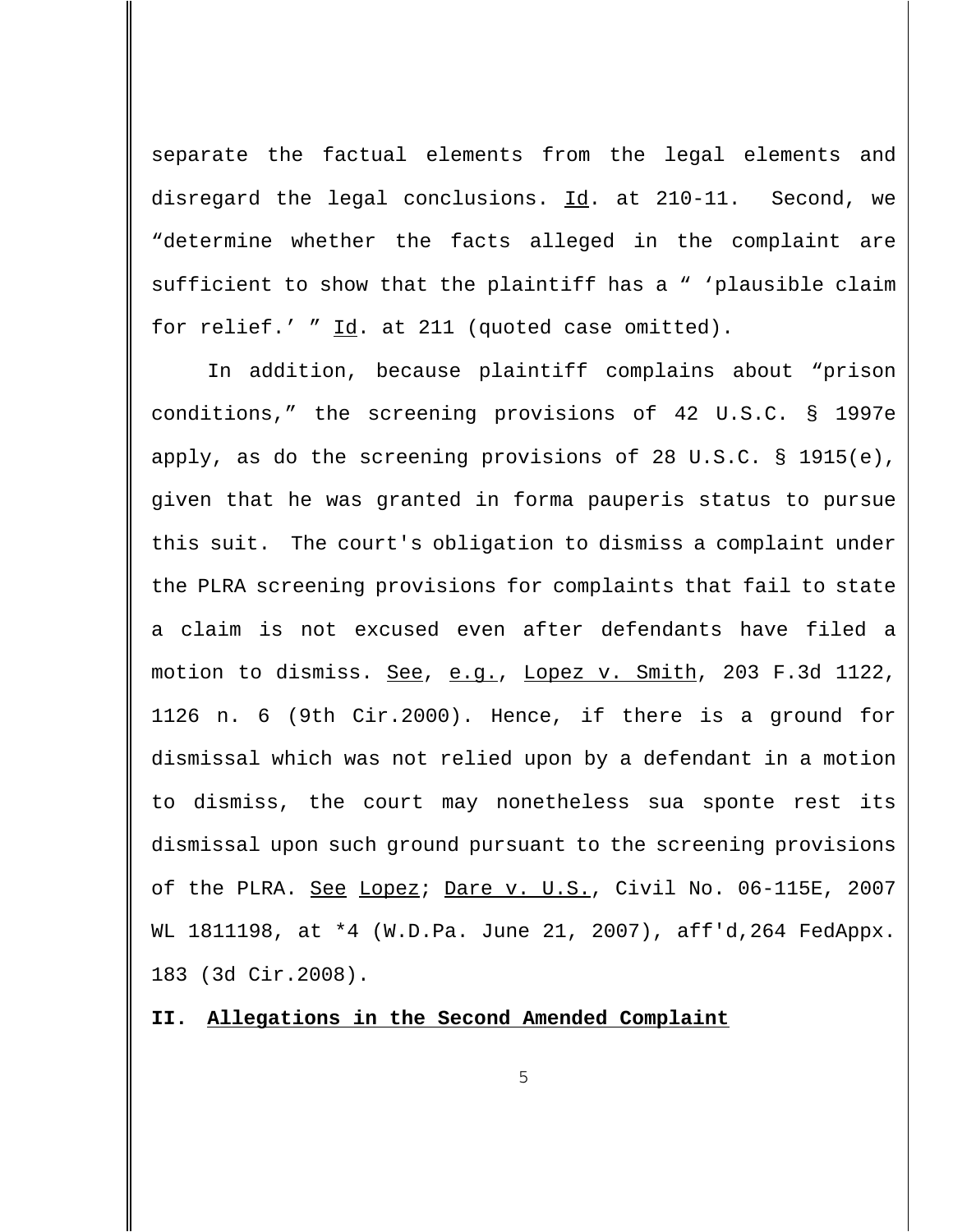separate the factual elements from the legal elements and disregard the legal conclusions. Id. at 210-11. Second, we "determine whether the facts alleged in the complaint are sufficient to show that the plaintiff has a " 'plausible claim for relief.' " Id. at 211 (quoted case omitted).

In addition, because plaintiff complains about "prison conditions," the screening provisions of 42 U.S.C. § 1997e apply, as do the screening provisions of 28 U.S.C. § 1915(e), given that he was granted in forma pauperis status to pursue this suit. The court's obligation to dismiss a complaint under the PLRA screening provisions for complaints that fail to state a claim is not excused even after defendants have filed a motion to dismiss. See, e.g., Lopez v. Smith, 203 F.3d 1122, 1126 n. 6 (9th Cir.2000). Hence, if there is a ground for dismissal which was not relied upon by a defendant in a motion to dismiss, the court may nonetheless sua sponte rest its dismissal upon such ground pursuant to the screening provisions of the PLRA. See Lopez; Dare v. U.S., Civil No. 06-115E, 2007 WL 1811198, at *4 (W.D.Pa. June 21, 2007), aff'd,264 FedAppx. 183 (3d Cir.2008).

## II. Allegations in the Second Amended Complaint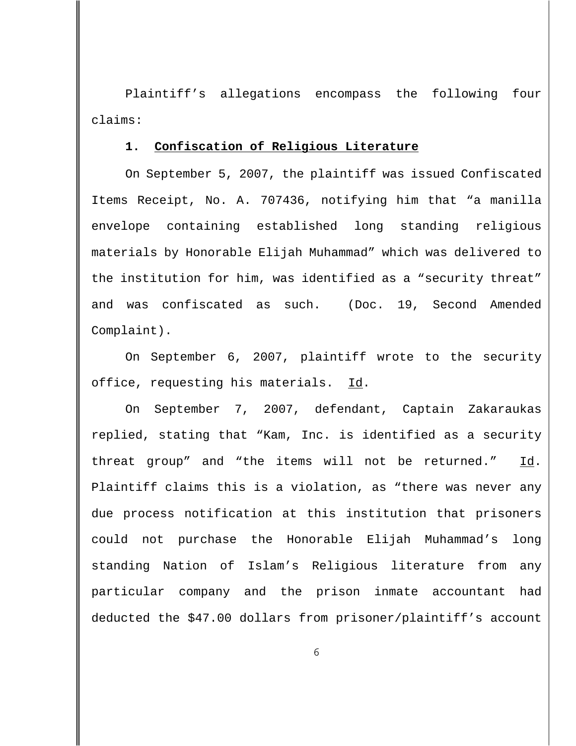Plaintiff's allegations encompass the following four claims:

**1. Confiscation of Religious Literature**

On September 5, 2007, the plaintiff was issued Confiscated Items Receipt, No. A. 707436, notifying him that "a manilla envelope containing established long standing religious materials by Honorable Elijah Muhammad" which was delivered to the institution for him, was identified as a "security threat" and was confiscated as such. (Doc. 19, Second Amended Complaint).

On September 6, 2007, plaintiff wrote to the security office, requesting his materials. Id.

On September 7, 2007, defendant, Captain Zakaraukas replied, stating that "Kam, Inc. is identified as a security threat group" and "the items will not be returned." Id. Plaintiff claims this is a violation, as "there was never any due process notification at this institution that prisoners could not purchase the Honorable Elijah Muhammad's long standing Nation of Islam's Religious literature from any particular company and the prison inmate accountant had deducted the $47.00 dollars from prisoner/plaintiff's account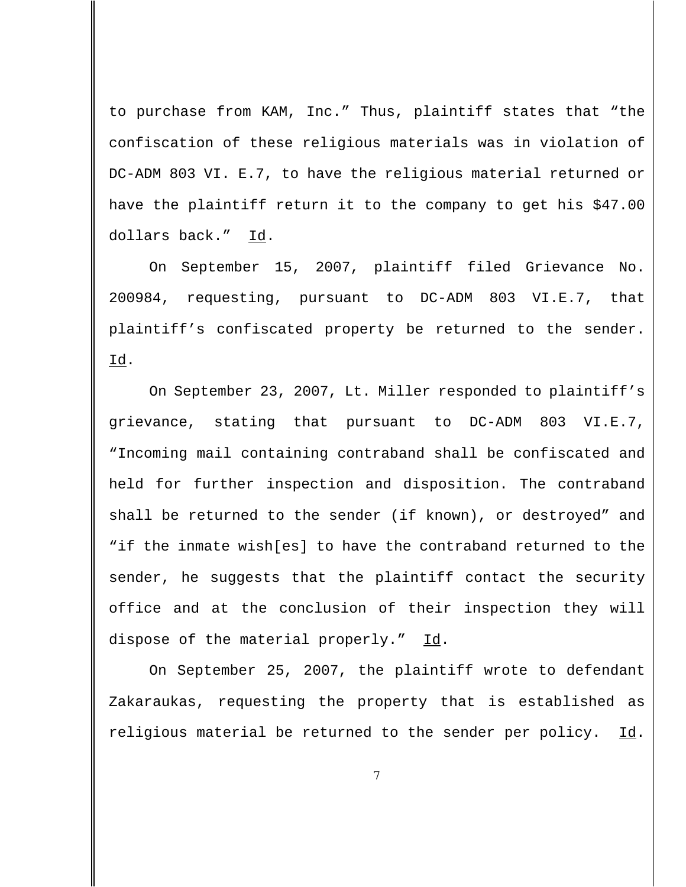to purchase from KAM, Inc." Thus, plaintiff states that "the confiscation of these religious materials was in violation of DC-ADM 803 VI. E.7, to have the religious material returned or have the plaintiff return it to the company to get his $47.00 dollars back." Id.

On September 15, 2007, plaintiff filed Grievance No. 200984, requesting, pursuant to DC-ADM 803 VI.E.7, that plaintiff's confiscated property be returned to the sender. Id.

On September 23, 2007, Lt. Miller responded to plaintiff's grievance, stating that pursuant to DC-ADM 803 VI.E.7, "Incoming mail containing contraband shall be confiscated and held for further inspection and disposition. The contraband shall be returned to the sender (if known), or destroyed" and "if the inmate wish[es] to have the contraband returned to the sender, he suggests that the plaintiff contact the security office and at the conclusion of their inspection they will dispose of the material properly." Id.

On September 25, 2007, the plaintiff wrote to defendant Zakaraukas, requesting the property that is established as religious material be returned to the sender per policy. Id.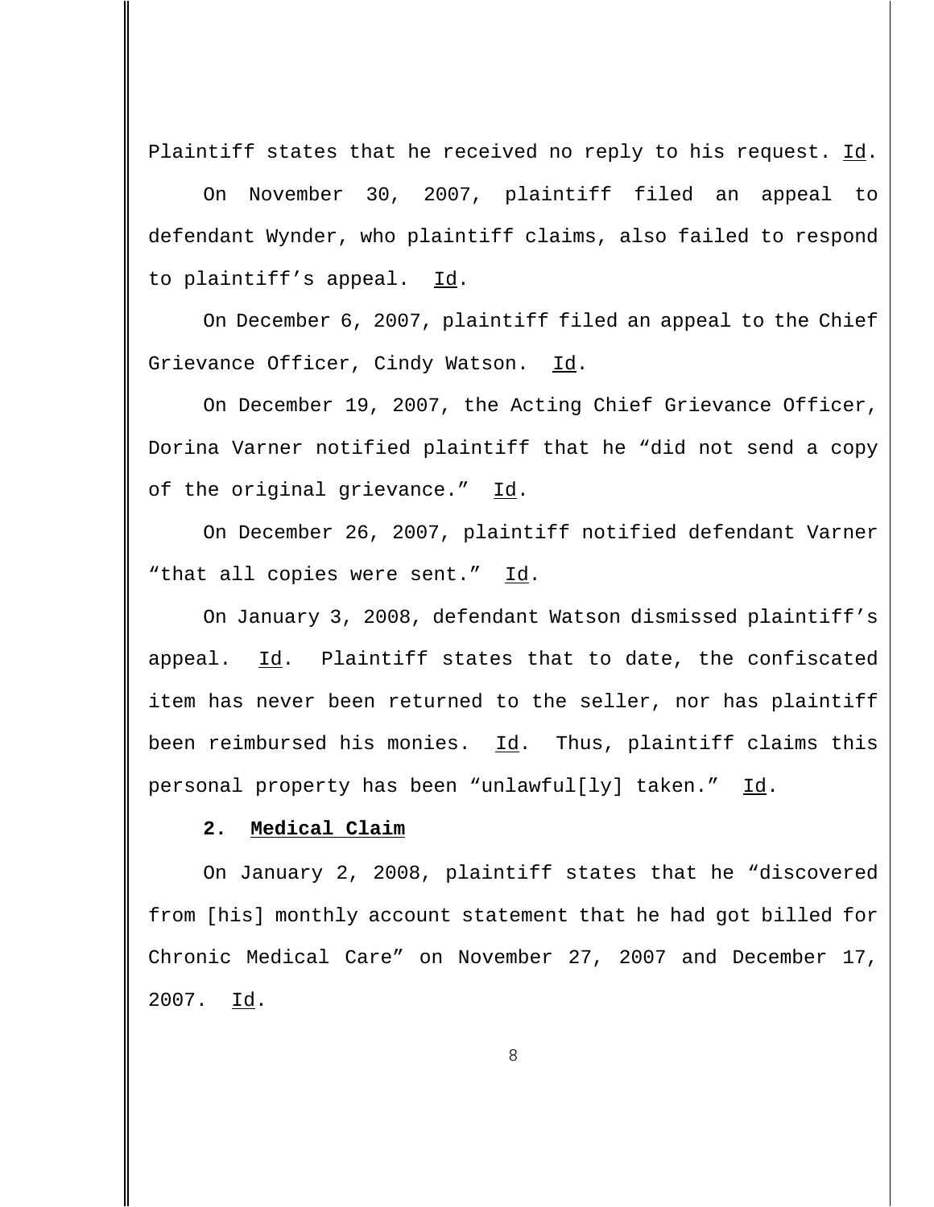Plaintiff states that he received no reply to his request. Id.

On November 30, 2007, plaintiff filed an appeal to defendant Wynder, who plaintiff claims, also failed to respond to plaintiff's appeal. Id.

On December 6, 2007, plaintiff filed an appeal to the Chief Grievance Officer, Cindy Watson. Id.

On December 19, 2007, the Acting Chief Grievance Officer, Dorina Varner notified plaintiff that he "did not send a copy of the original grievance." Id.

On December 26, 2007, plaintiff notified defendant Varner "that all copies were sent." Id.

On January 3, 2008, defendant Watson dismissed plaintiff's appeal. Id. Plaintiff states that to date, the confiscated item has never been returned to the seller, nor has plaintiff been reimbursed his monies. Id. Thus, plaintiff claims this personal property has been "unlawful[ly] taken." Id.

**2. Medical Claim**

On January 2, 2008, plaintiff states that he "discovered from [his] monthly account statement that he had got billed for Chronic Medical Care" on November 27, 2007 and December 17, 2007. Id.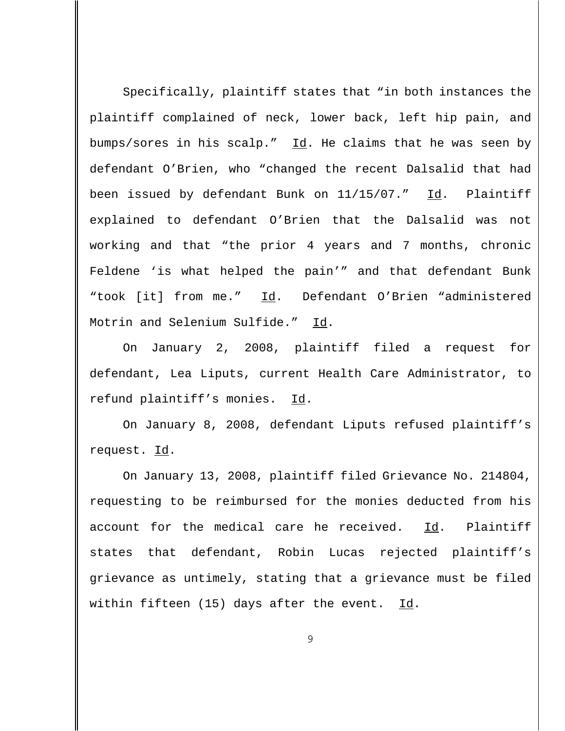Specifically, plaintiff states that "in both instances the plaintiff complained of neck, lower back, left hip pain, and bumps/sores in his scalp." Id. He claims that he was seen by defendant O'Brien, who "changed the recent Dalsalid that had been issued by defendant Bunk on 11/15/07." Id. Plaintiff explained to defendant O'Brien that the Dalsalid was not working and that "the prior 4 years and 7 months, chronic Feldene 'is what helped the pain'" and that defendant Bunk "took [it] from me." Id. Defendant O'Brien "administered Motrin and Selenium Sulfide." Id.

On January 2, 2008, plaintiff filed a request for defendant, Lea Liputs, current Health Care Administrator, to refund plaintiff's monies. Id.

On January 8, 2008, defendant Liputs refused plaintiff's request. Id.

On January 13, 2008, plaintiff filed Grievance No. 214804, requesting to be reimbursed for the monies deducted from his account for the medical care he received. Id. Plaintiff states that defendant, Robin Lucas rejected plaintiff's grievance as untimely, stating that a grievance must be filed within fifteen (15) days after the event. Id.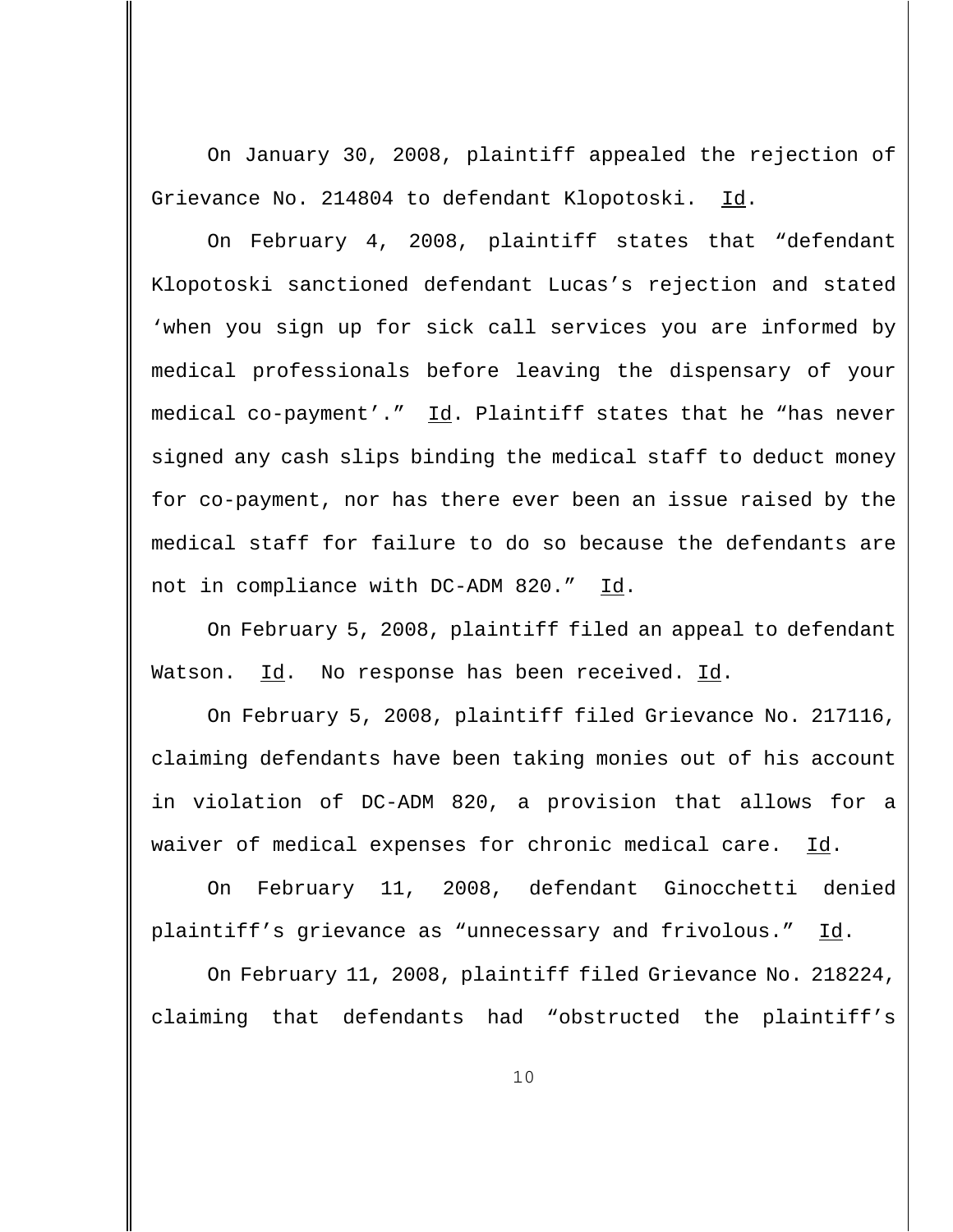On January 30, 2008, plaintiff appealed the rejection of Grievance No. 214804 to defendant Klopotoski. Id.

On February 4, 2008, plaintiff states that "defendant Klopotoski sanctioned defendant Lucas's rejection and stated 'when you sign up for sick call services you are informed by medical professionals before leaving the dispensary of your medical co-payment'." Id. Plaintiff states that he "has never signed any cash slips binding the medical staff to deduct money for co-payment, nor has there ever been an issue raised by the medical staff for failure to do so because the defendants are not in compliance with DC-ADM 820." Id.

On February 5, 2008, plaintiff filed an appeal to defendant Watson. Id. No response has been received. Id.

On February 5, 2008, plaintiff filed Grievance No. 217116, claiming defendants have been taking monies out of his account in violation of DC-ADM 820, a provision that allows for a waiver of medical expenses for chronic medical care. Id.

On February 11, 2008, defendant Ginocchetti denied plaintiff's grievance as "unnecessary and frivolous." Id.

On February 11, 2008, plaintiff filed Grievance No. 218224, claiming that defendants had "obstructed the plaintiff's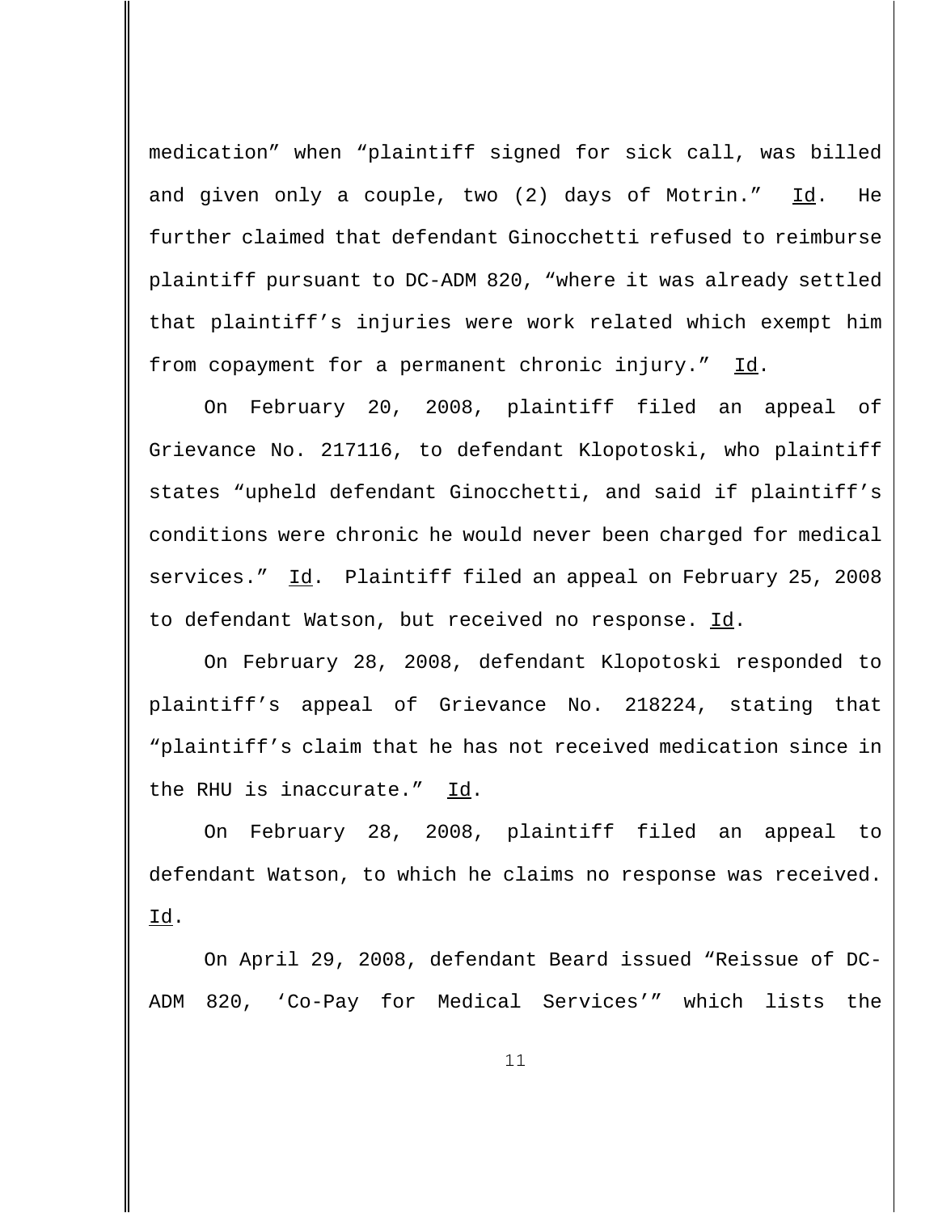medication" when "plaintiff signed for sick call, was billed and given only a couple, two (2) days of Motrin." Id. He further claimed that defendant Ginocchetti refused to reimburse plaintiff pursuant to DC-ADM 820, "where it was already settled that plaintiff's injuries were work related which exempt him from copayment for a permanent chronic injury." Id.

On February 20, 2008, plaintiff filed an appeal of Grievance No. 217116, to defendant Klopotoski, who plaintiff states "upheld defendant Ginocchetti, and said if plaintiff's conditions were chronic he would never been charged for medical services." Id. Plaintiff filed an appeal on February 25, 2008 to defendant Watson, but received no response. Id.

On February 28, 2008, defendant Klopotoski responded to plaintiff's appeal of Grievance No. 218224, stating that "plaintiff's claim that he has not received medication since in the RHU is inaccurate." Id.

On February 28, 2008, plaintiff filed an appeal to defendant Watson, to which he claims no response was received. Id.

On April 29, 2008, defendant Beard issued "Reissue of DC-ADM 820, 'Co-Pay for Medical Services'" which lists the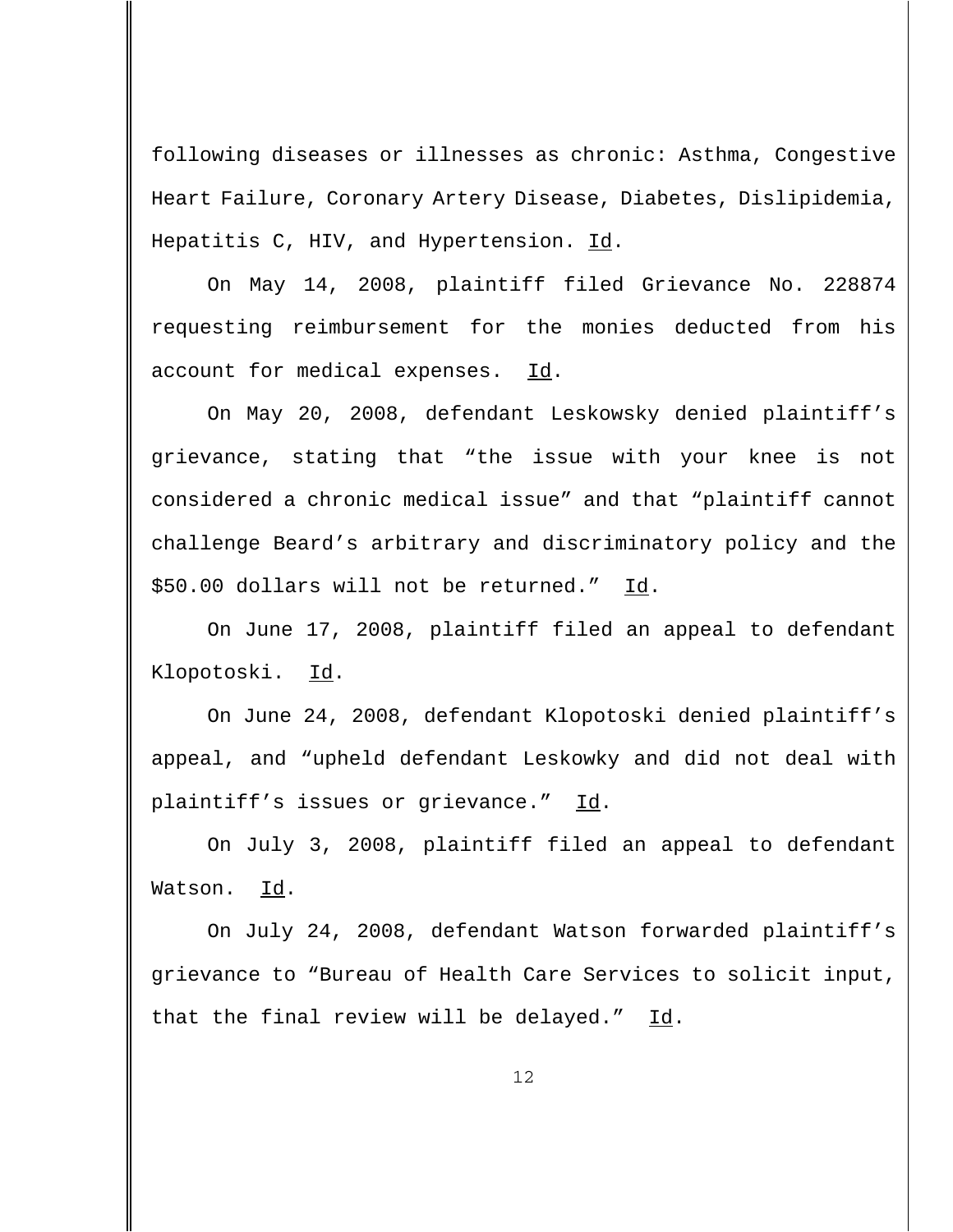following diseases or illnesses as chronic: Asthma, Congestive Heart Failure, Coronary Artery Disease, Diabetes, Dislipidemia, Hepatitis C, HIV, and Hypertension. Id.

On May 14, 2008, plaintiff filed Grievance No. 228874 requesting reimbursement for the monies deducted from his account for medical expenses. Id.

On May 20, 2008, defendant Leskowsky denied plaintiff's grievance, stating that "the issue with your knee is not considered a chronic medical issue" and that "plaintiff cannot challenge Beard's arbitrary and discriminatory policy and the $50.00 dollars will not be returned." Id.

On June 17, 2008, plaintiff filed an appeal to defendant Klopotoski. Id.

On June 24, 2008, defendant Klopotoski denied plaintiff's appeal, and "upheld defendant Leskowky and did not deal with plaintiff's issues or grievance." Id.

On July 3, 2008, plaintiff filed an appeal to defendant Watson. Id.

On July 24, 2008, defendant Watson forwarded plaintiff's grievance to "Bureau of Health Care Services to solicit input, that the final review will be delayed." Id.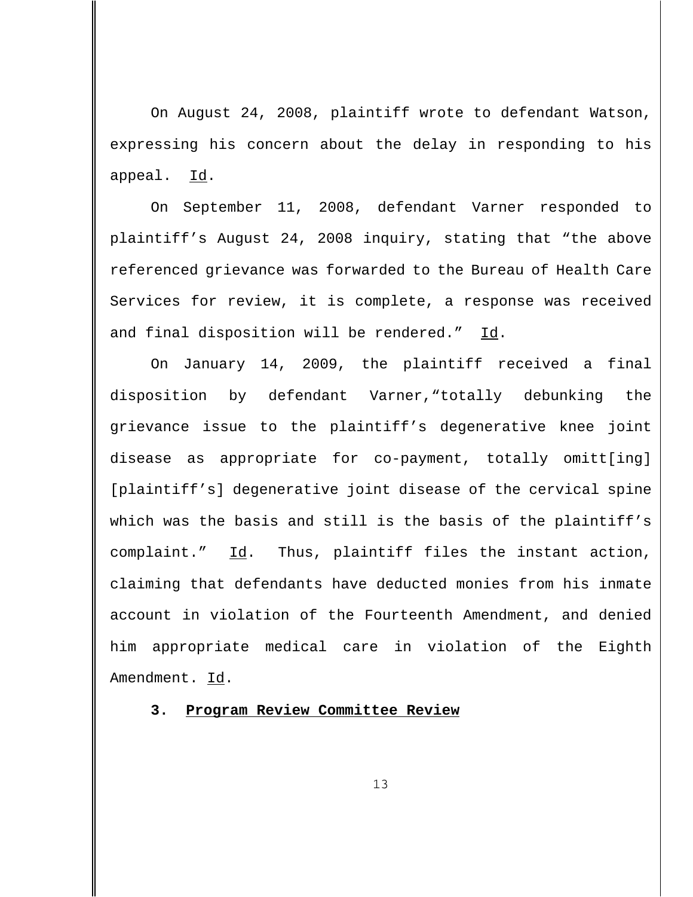On August 24, 2008, plaintiff wrote to defendant Watson, expressing his concern about the delay in responding to his appeal. Id.

On September 11, 2008, defendant Varner responded to plaintiff's August 24, 2008 inquiry, stating that "the above referenced grievance was forwarded to the Bureau of Health Care Services for review, it is complete, a response was received and final disposition will be rendered." Id.

On January 14, 2009, the plaintiff received a final disposition by defendant Varner,"totally debunking the grievance issue to the plaintiff's degenerative knee joint disease as appropriate for co-payment, totally omitt[ing] [plaintiff's] degenerative joint disease of the cervical spine which was the basis and still is the basis of the plaintiff's complaint." Id. Thus, plaintiff files the instant action, claiming that defendants have deducted monies from his inmate account in violation of the Fourteenth Amendment, and denied him appropriate medical care in violation of the Eighth Amendment. Id.

**3. Program Review Committee Review**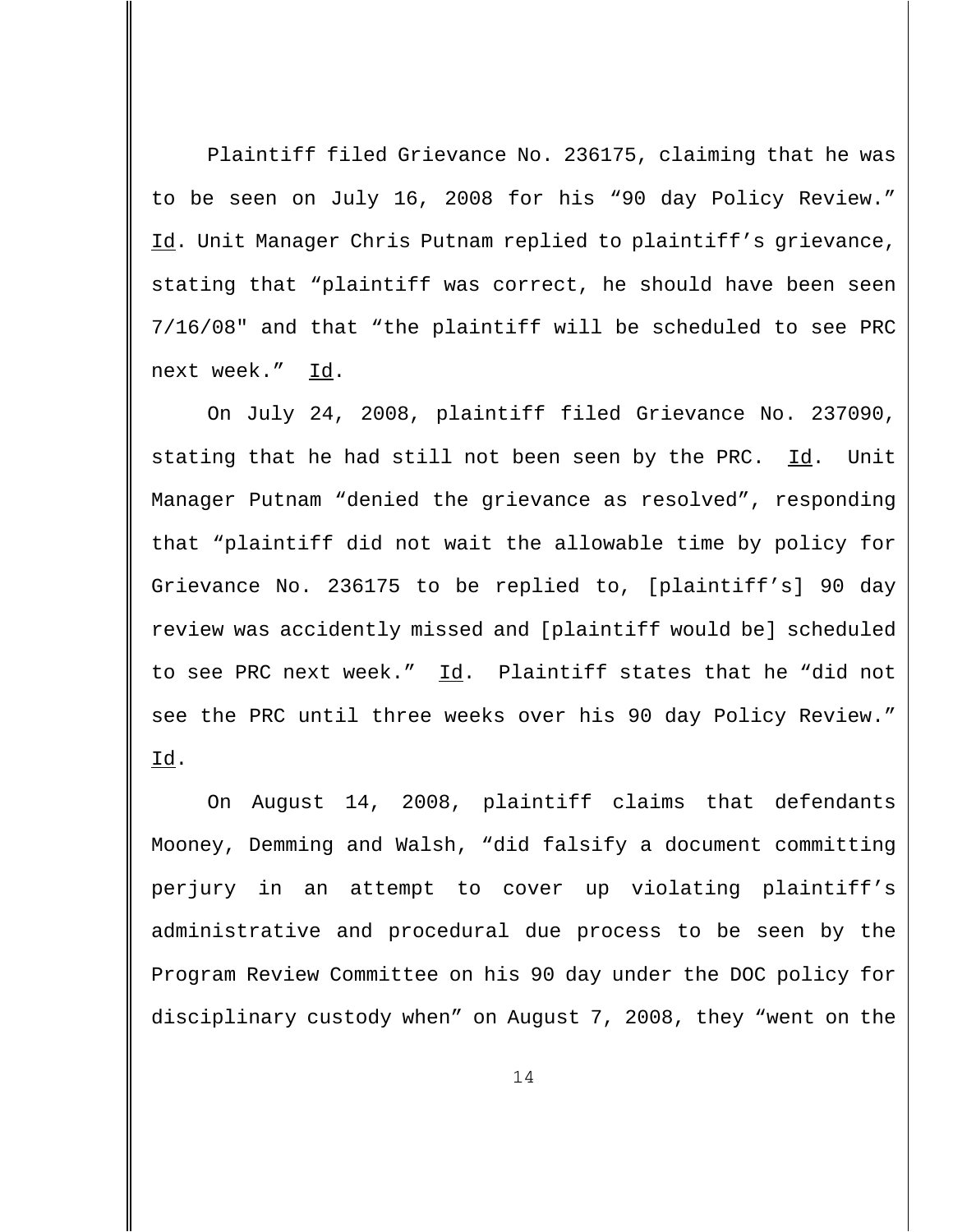Plaintiff filed Grievance No. 236175, claiming that he was to be seen on July 16, 2008 for his “90 day Policy Review.” Id. Unit Manager Chris Putnam replied to plaintiff’s grievance, stating that “plaintiff was correct, he should have been seen 7/16/08" and that “the plaintiff will be scheduled to see PRC next week.” Id.

On July 24, 2008, plaintiff filed Grievance No. 237090, stating that he had still not been seen by the PRC. Id. Unit Manager Putnam “denied the grievance as resolved”, responding that “plaintiff did not wait the allowable time by policy for Grievance No. 236175 to be replied to, [plaintiff’s] 90 day review was accidently missed and [plaintiff would be] scheduled to see PRC next week.” Id. Plaintiff states that he “did not see the PRC until three weeks over his 90 day Policy Review.” Id.

On August 14, 2008, plaintiff claims that defendants Mooney, Demming and Walsh, “did falsify a document committing perjury in an attempt to cover up violating plaintiff’s administrative and procedural due process to be seen by the Program Review Committee on his 90 day under the DOC policy for disciplinary custody when” on August 7, 2008, they “went on the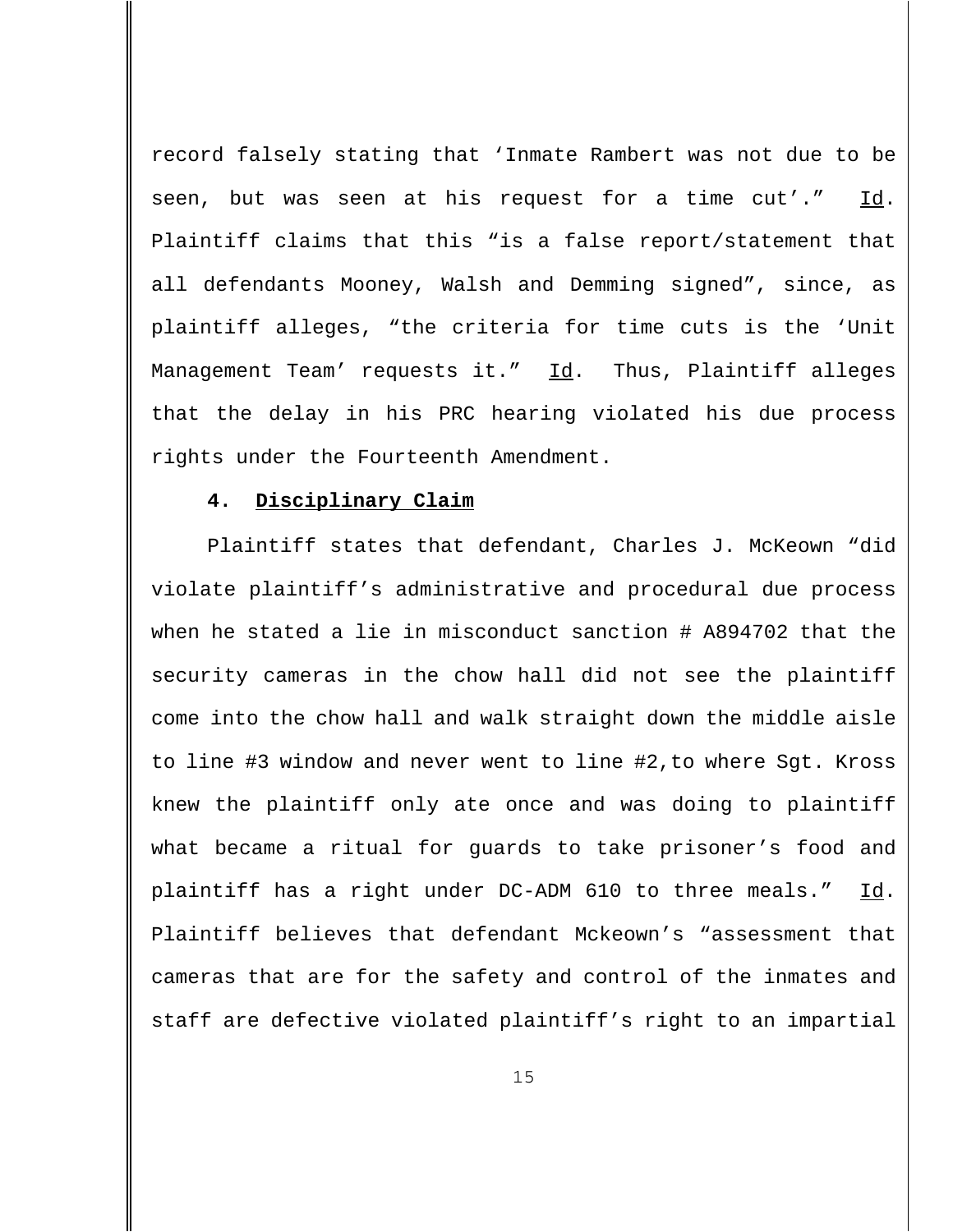record falsely stating that 'Inmate Rambert was not due to be seen, but was seen at his request for a time cut'." Id. Plaintiff claims that this "is a false report/statement that all defendants Mooney, Walsh and Demming signed", since, as plaintiff alleges, "the criteria for time cuts is the 'Unit Management Team' requests it." Id. Thus, Plaintiff alleges that the delay in his PRC hearing violated his due process rights under the Fourteenth Amendment.

**4. Disciplinary Claim**

Plaintiff states that defendant, Charles J. McKeown "did violate plaintiff's administrative and procedural due process when he stated a lie in misconduct sanction # A894702 that the security cameras in the chow hall did not see the plaintiff come into the chow hall and walk straight down the middle aisle to line #3 window and never went to line #2,to where Sgt. Kross knew the plaintiff only ate once and was doing to plaintiff what became a ritual for guards to take prisoner's food and plaintiff has a right under DC-ADM 610 to three meals." Id. Plaintiff believes that defendant Mckeown's "assessment that cameras that are for the safety and control of the inmates and staff are defective violated plaintiff's right to an impartial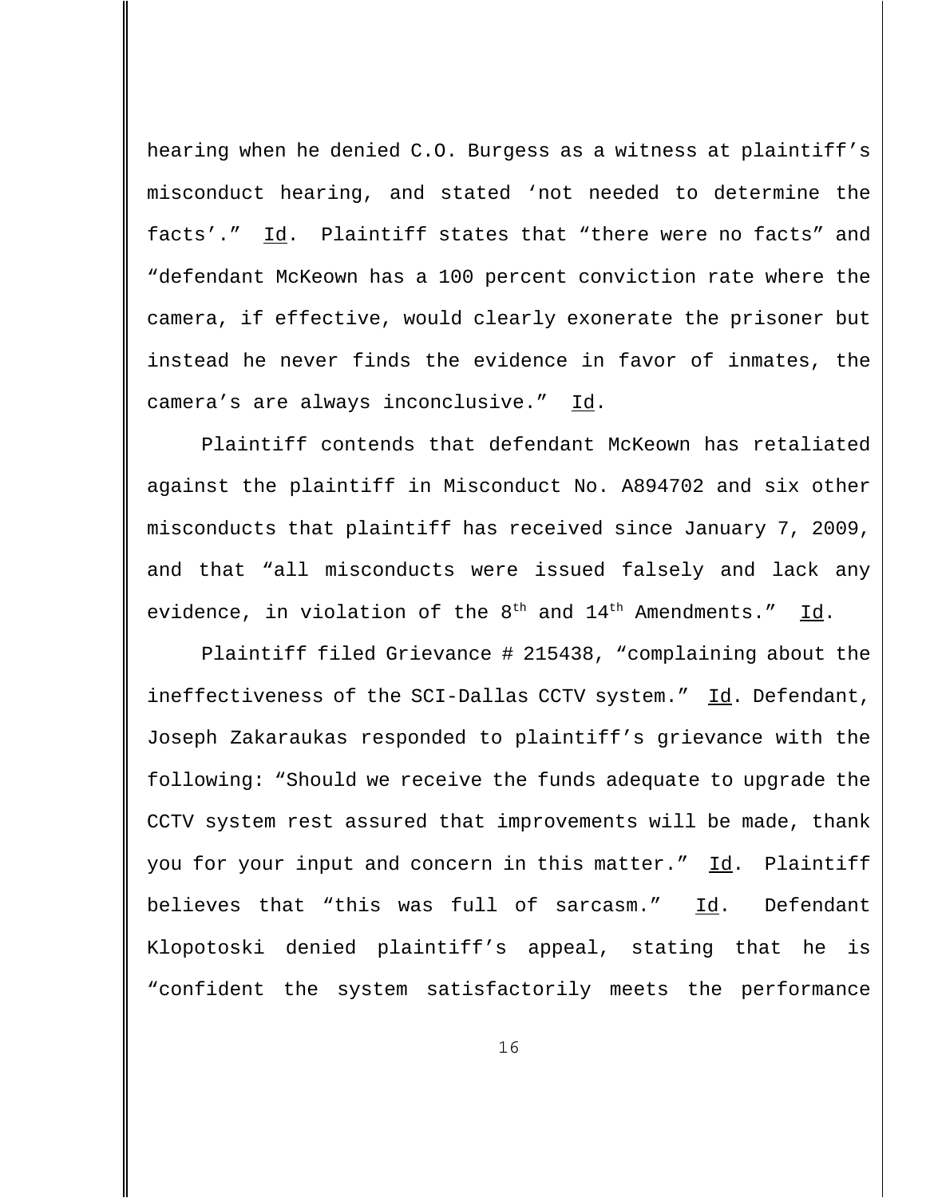hearing when he denied C.O. Burgess as a witness at plaintiff's misconduct hearing, and stated 'not needed to determine the facts'." Id. Plaintiff states that "there were no facts" and "defendant McKeown has a 100 percent conviction rate where the camera, if effective, would clearly exonerate the prisoner but instead he never finds the evidence in favor of inmates, the camera's are always inconclusive." Id.

Plaintiff contends that defendant McKeown has retaliated against the plaintiff in Misconduct No. A894702 and six other misconducts that plaintiff has received since January 7, 2009, and that "all misconducts were issued falsely and lack any evidence, in violation of the 8th and 14th Amendments." Id.

Plaintiff filed Grievance # 215438, "complaining about the ineffectiveness of the SCI-Dallas CCTV system." Id. Defendant, Joseph Zakaraukas responded to plaintiff's grievance with the following: "Should we receive the funds adequate to upgrade the CCTV system rest assured that improvements will be made, thank you for your input and concern in this matter." Id. Plaintiff believes that "this was full of sarcasm." Id. Defendant Klopotoski denied plaintiff's appeal, stating that he is "confident the system satisfactorily meets the performance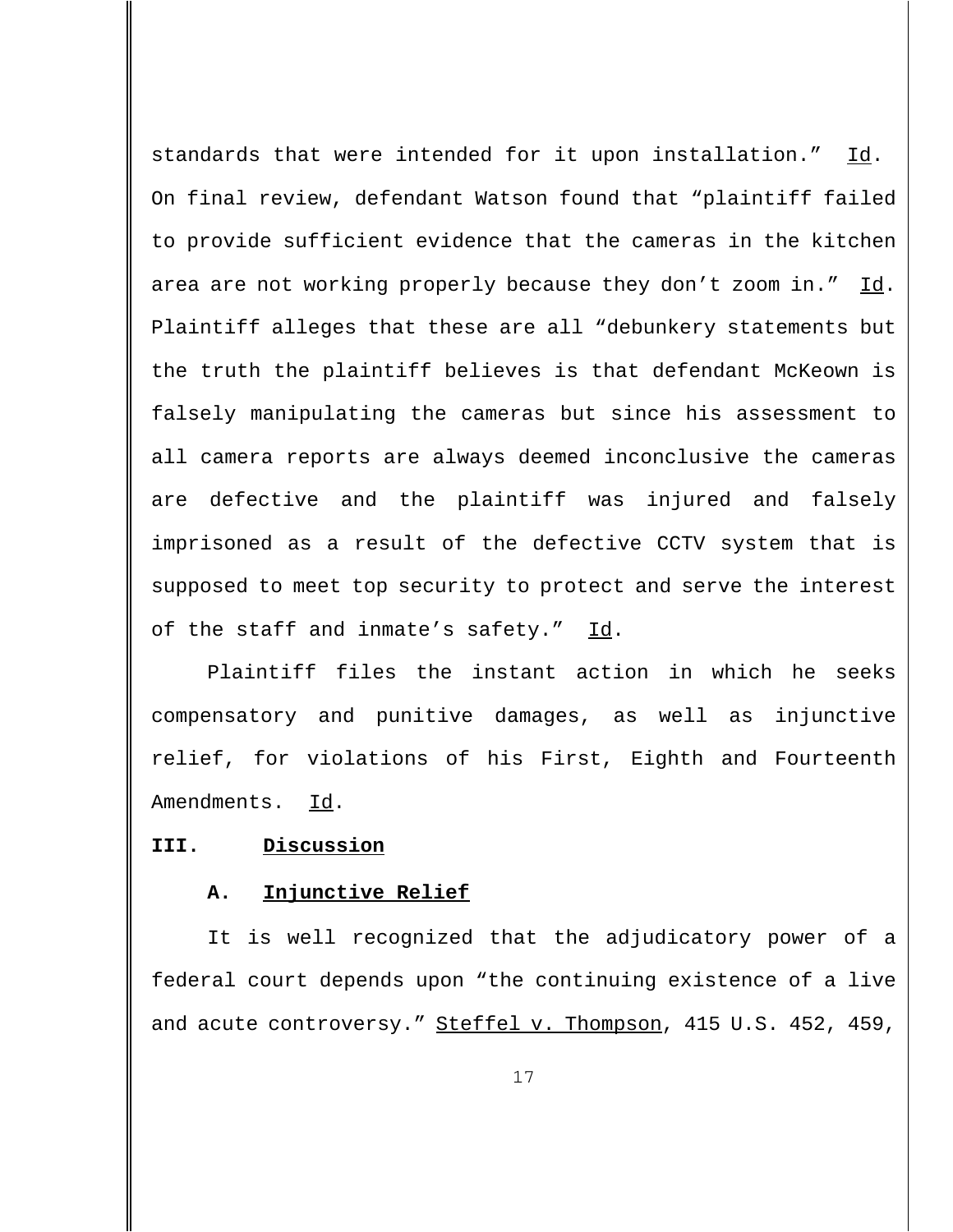standards that were intended for it upon installation." Id. On final review, defendant Watson found that "plaintiff failed to provide sufficient evidence that the cameras in the kitchen area are not working properly because they don't zoom in." Id. Plaintiff alleges that these are all "debunkery statements but the truth the plaintiff believes is that defendant McKeown is falsely manipulating the cameras but since his assessment to all camera reports are always deemed inconclusive the cameras are defective and the plaintiff was injured and falsely imprisoned as a result of the defective CCTV system that is supposed to meet top security to protect and serve the interest of the staff and inmate's safety." Id.

Plaintiff files the instant action in which he seeks compensatory and punitive damages, as well as injunctive relief, for violations of his First, Eighth and Fourteenth Amendments. Id.

## III. Discussion

### A. Injunctive Relief

It is well recognized that the adjudicatory power of a federal court depends upon "the continuing existence of a live and acute controversy." Steffel v. Thompson, 415 U.S. 452, 459,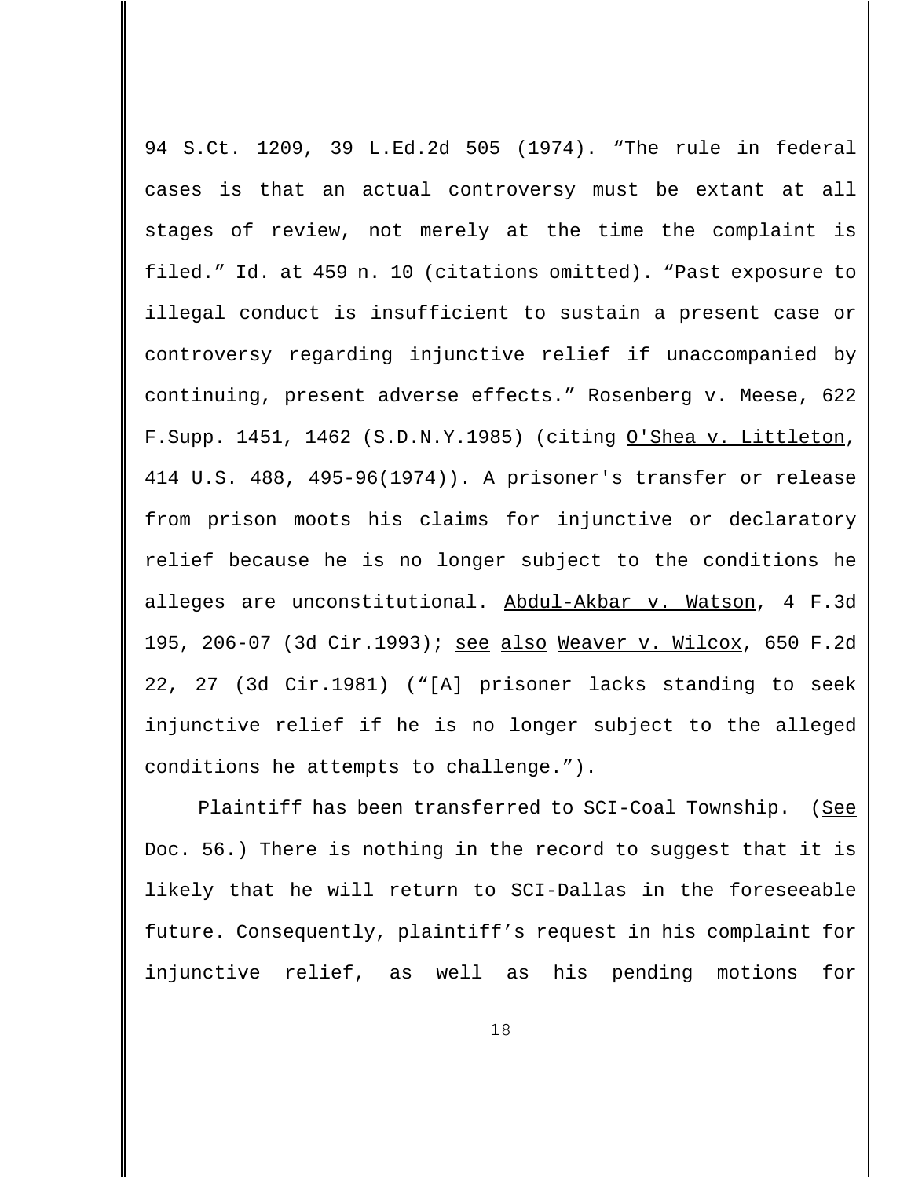94 S.Ct. 1209, 39 L.Ed.2d 505 (1974). “The rule in federal cases is that an actual controversy must be extant at all stages of review, not merely at the time the complaint is filed.” Id. at 459 n. 10 (citations omitted). “Past exposure to illegal conduct is insufficient to sustain a present case or controversy regarding injunctive relief if unaccompanied by continuing, present adverse effects.” Rosenberg v. Meese, 622 F.Supp. 1451, 1462 (S.D.N.Y.1985) (citing O'Shea v. Littleton, 414 U.S. 488, 495-96(1974)). A prisoner's transfer or release from prison moots his claims for injunctive or declaratory relief because he is no longer subject to the conditions he alleges are unconstitutional. Abdul-Akbar v. Watson, 4 F.3d 195, 206-07 (3d Cir.1993); see also Weaver v. Wilcox, 650 F.2d 22, 27 (3d Cir.1981) (“[A] prisoner lacks standing to seek injunctive relief if he is no longer subject to the alleged conditions he attempts to challenge.”).

Plaintiff has been transferred to SCI-Coal Township. (See Doc. 56.) There is nothing in the record to suggest that it is likely that he will return to SCI-Dallas in the foreseeable future. Consequently, plaintiff’s request in his complaint for injunctive relief, as well as his pending motions for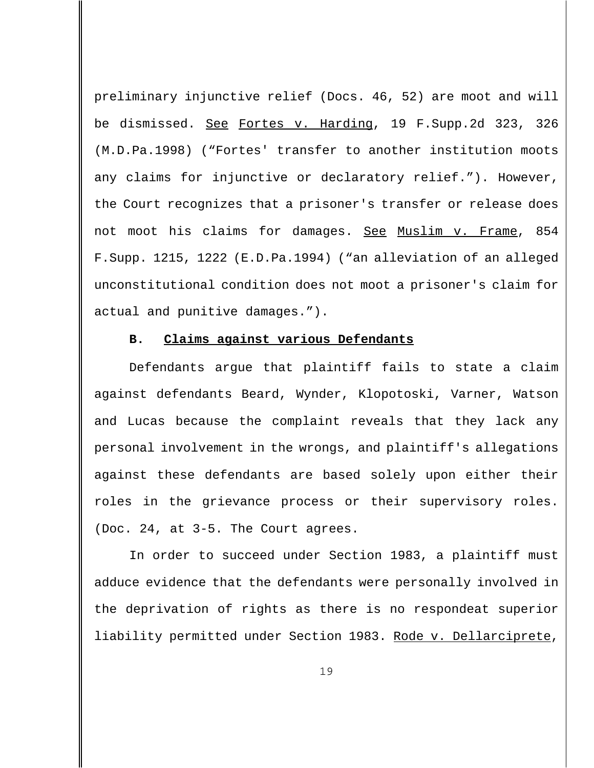preliminary injunctive relief (Docs. 46, 52) are moot and will be dismissed. See Fortes v. Harding, 19 F.Supp.2d 323, 326 (M.D.Pa.1998) ("Fortes' transfer to another institution moots any claims for injunctive or declaratory relief."). However, the Court recognizes that a prisoner's transfer or release does not moot his claims for damages. See Muslim v. Frame, 854 F.Supp. 1215, 1222 (E.D.Pa.1994) ("an alleviation of an alleged unconstitutional condition does not moot a prisoner's claim for actual and punitive damages.").

**B. Claims against various Defendants**

Defendants argue that plaintiff fails to state a claim against defendants Beard, Wynder, Klopotoski, Varner, Watson and Lucas because the complaint reveals that they lack any personal involvement in the wrongs, and plaintiff's allegations against these defendants are based solely upon either their roles in the grievance process or their supervisory roles. (Doc. 24, at 3-5. The Court agrees.

In order to succeed under Section 1983, a plaintiff must adduce evidence that the defendants were personally involved in the deprivation of rights as there is no respondeat superior liability permitted under Section 1983. Rode v. Dellarciprete,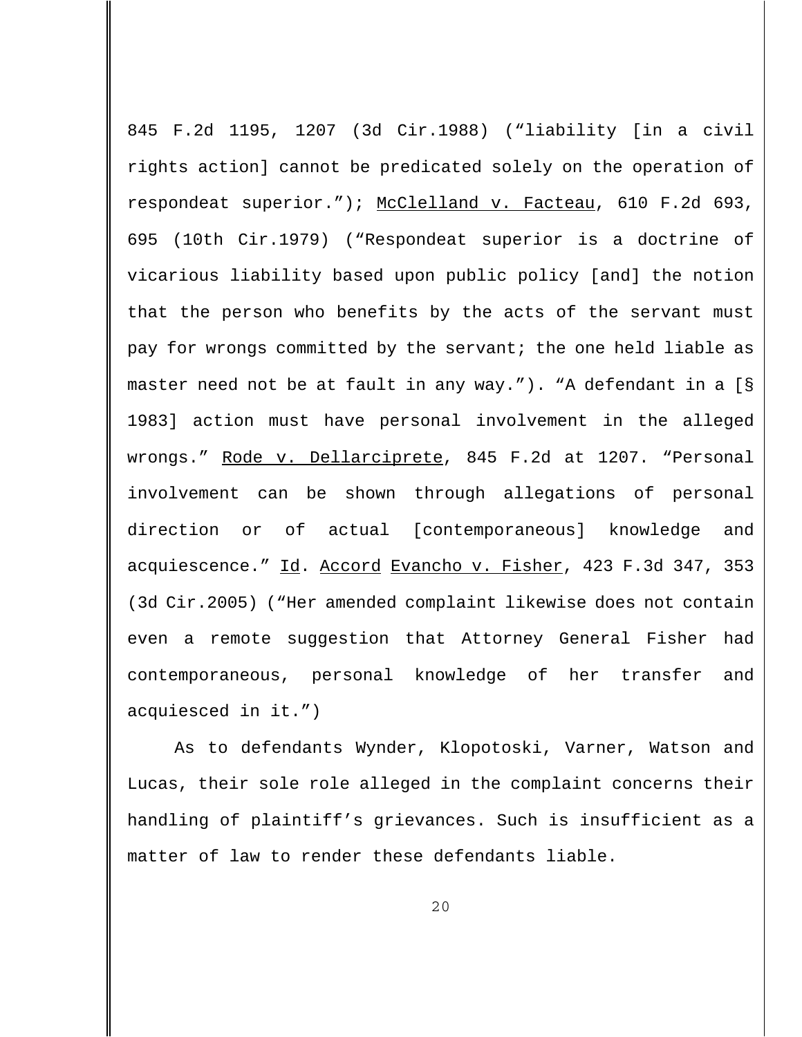845 F.2d 1195, 1207 (3d Cir.1988) ("liability [in a civil rights action] cannot be predicated solely on the operation of respondeat superior."); McClelland v. Facteau, 610 F.2d 693, 695 (10th Cir.1979) ("Respondeat superior is a doctrine of vicarious liability based upon public policy [and] the notion that the person who benefits by the acts of the servant must pay for wrongs committed by the servant; the one held liable as master need not be at fault in any way."). "A defendant in a [§ 1983] action must have personal involvement in the alleged wrongs." Rode v. Dellarciprete, 845 F.2d at 1207. "Personal involvement can be shown through allegations of personal direction or of actual [contemporaneous] knowledge and acquiescence." Id. Accord Evancho v. Fisher, 423 F.3d 347, 353 (3d Cir.2005) ("Her amended complaint likewise does not contain even a remote suggestion that Attorney General Fisher had contemporaneous, personal knowledge of her transfer and acquiesced in it.")

As to defendants Wynder, Klopotoski, Varner, Watson and Lucas, their sole role alleged in the complaint concerns their handling of plaintiff's grievances. Such is insufficient as a matter of law to render these defendants liable.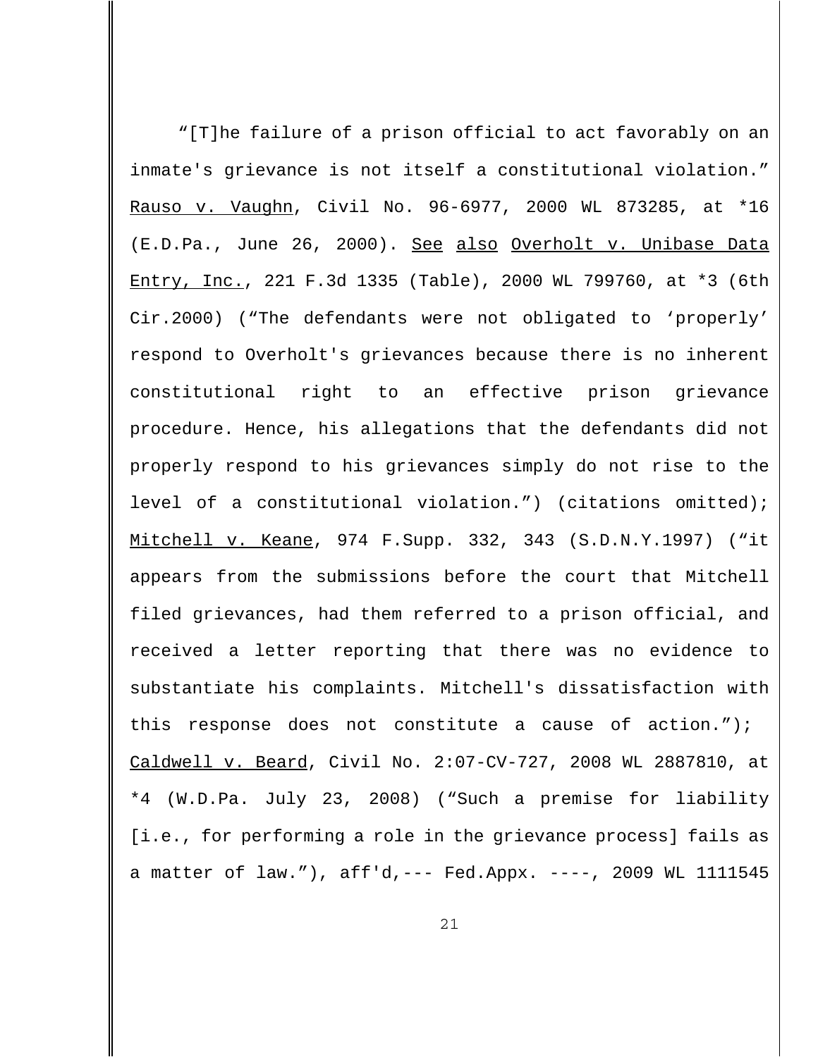"[T]he failure of a prison official to act favorably on an inmate's grievance is not itself a constitutional violation." Rauso v. Vaughn, Civil No. 96-6977, 2000 WL 873285, at *16 (E.D.Pa., June 26, 2000). See also Overholt v. Unibase Data Entry, Inc., 221 F.3d 1335 (Table), 2000 WL 799760, at *3 (6th Cir.2000) ("The defendants were not obligated to 'properly' respond to Overholt's grievances because there is no inherent constitutional right to an effective prison grievance procedure. Hence, his allegations that the defendants did not properly respond to his grievances simply do not rise to the level of a constitutional violation.") (citations omitted); Mitchell v. Keane, 974 F.Supp. 332, 343 (S.D.N.Y.1997) ("it appears from the submissions before the court that Mitchell filed grievances, had them referred to a prison official, and received a letter reporting that there was no evidence to substantiate his complaints. Mitchell's dissatisfaction with this response does not constitute a cause of action."); Caldwell v. Beard, Civil No. 2:07-CV-727, 2008 WL 2887810, at *4 (W.D.Pa. July 23, 2008) ("Such a premise for liability [i.e., for performing a role in the grievance process] fails as a matter of law."), aff'd,--- Fed.Appx. ----, 2009 WL 1111545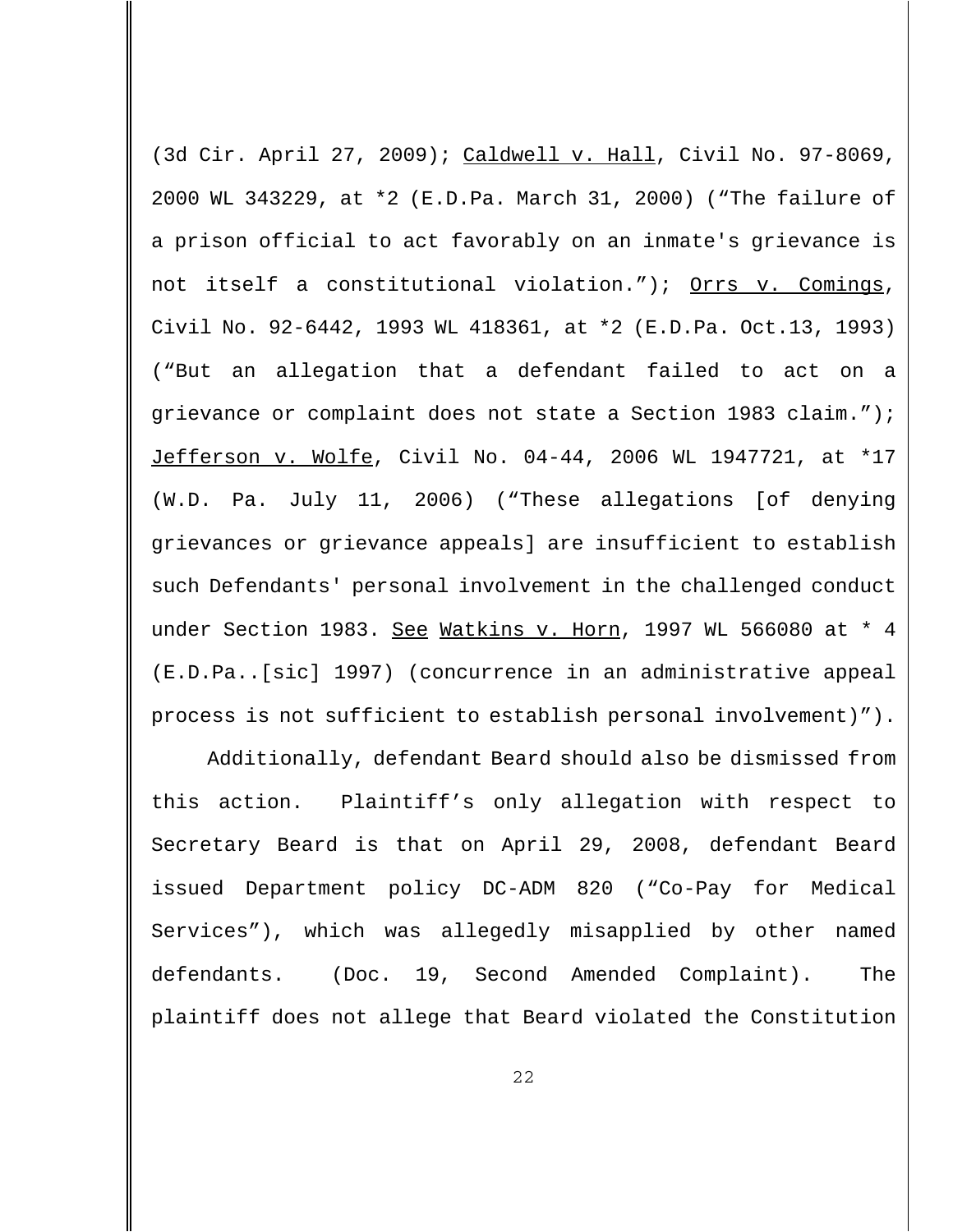(3d Cir. April 27, 2009); Caldwell v. Hall, Civil No. 97-8069, 2000 WL 343229, at *2 (E.D.Pa. March 31, 2000) ("The failure of a prison official to act favorably on an inmate's grievance is not itself a constitutional violation."); Orrs v. Comings, Civil No. 92-6442, 1993 WL 418361, at *2 (E.D.Pa. Oct.13, 1993) ("But an allegation that a defendant failed to act on a grievance or complaint does not state a Section 1983 claim."); Jefferson v. Wolfe, Civil No. 04-44, 2006 WL 1947721, at *17 (W.D. Pa. July 11, 2006) ("These allegations [of denying grievances or grievance appeals] are insufficient to establish such Defendants' personal involvement in the challenged conduct under Section 1983. See Watkins v. Horn, 1997 WL 566080 at * 4 (E.D.Pa..[sic] 1997) (concurrence in an administrative appeal process is not sufficient to establish personal involvement)").

Additionally, defendant Beard should also be dismissed from this action. Plaintiff's only allegation with respect to Secretary Beard is that on April 29, 2008, defendant Beard issued Department policy DC-ADM 820 ("Co-Pay for Medical Services"), which was allegedly misapplied by other named defendants. (Doc. 19, Second Amended Complaint). The plaintiff does not allege that Beard violated the Constitution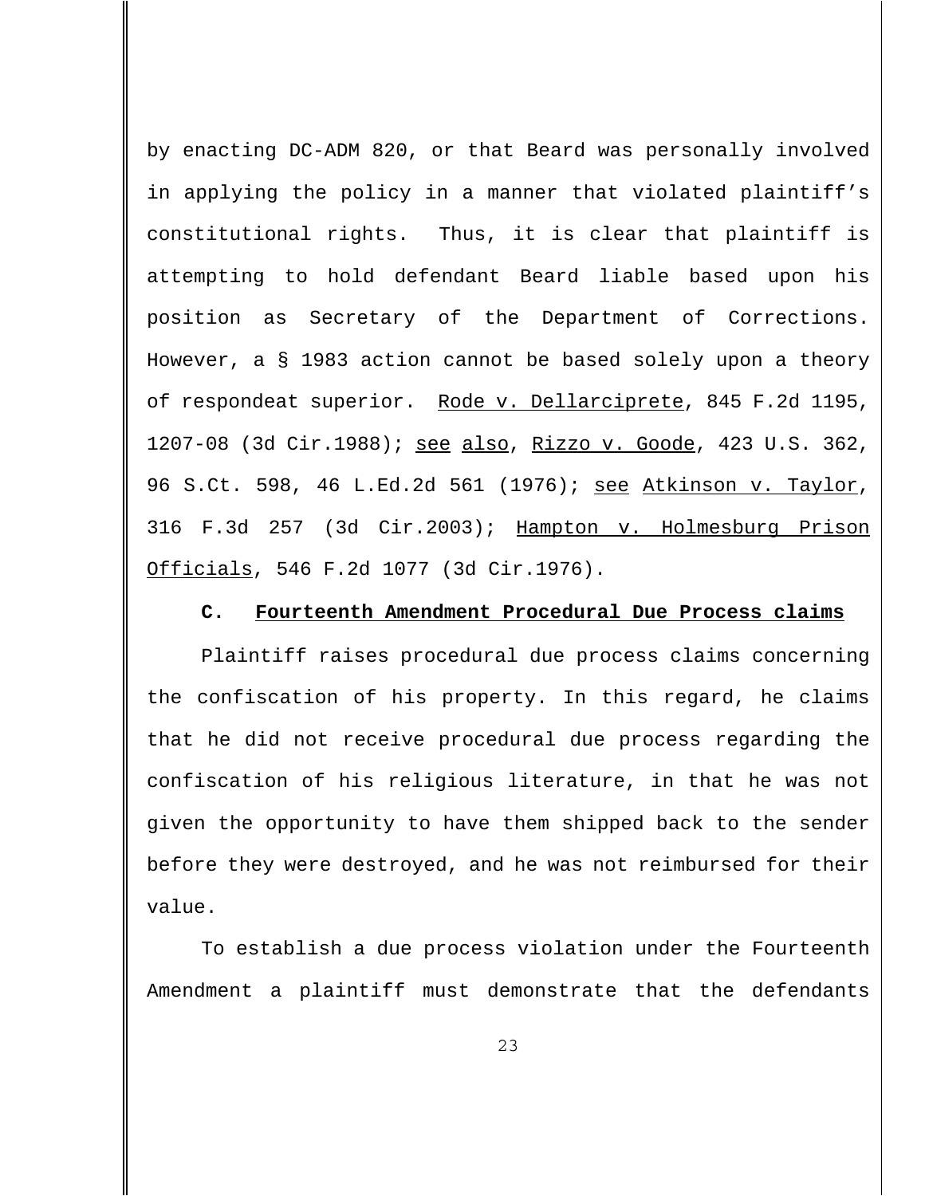by enacting DC-ADM 820, or that Beard was personally involved in applying the policy in a manner that violated plaintiff's constitutional rights. Thus, it is clear that plaintiff is attempting to hold defendant Beard liable based upon his position as Secretary of the Department of Corrections. However, a § 1983 action cannot be based solely upon a theory of respondeat superior. Rode v. Dellarciprete, 845 F.2d 1195, 1207-08 (3d Cir.1988); see also, Rizzo v. Goode, 423 U.S. 362, 96 S.Ct. 598, 46 L.Ed.2d 561 (1976); see Atkinson v. Taylor, 316 F.3d 257 (3d Cir.2003); Hampton v. Holmesburg Prison Officials, 546 F.2d 1077 (3d Cir.1976).

**C. Fourteenth Amendment Procedural Due Process claims**

Plaintiff raises procedural due process claims concerning the confiscation of his property. In this regard, he claims that he did not receive procedural due process regarding the confiscation of his religious literature, in that he was not given the opportunity to have them shipped back to the sender before they were destroyed, and he was not reimbursed for their value.

To establish a due process violation under the Fourteenth Amendment a plaintiff must demonstrate that the defendants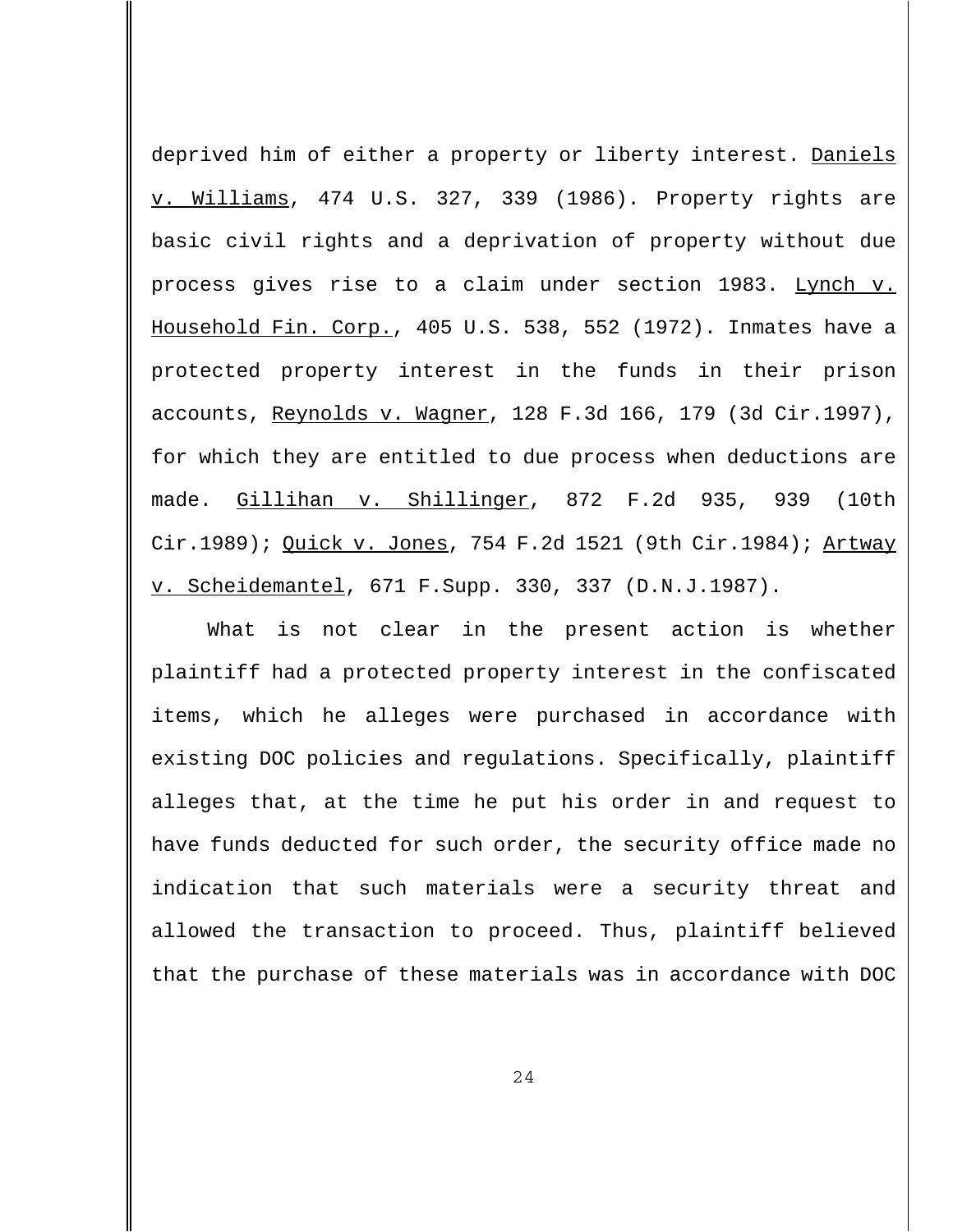deprived him of either a property or liberty interest. Daniels v. Williams, 474 U.S. 327, 339 (1986). Property rights are basic civil rights and a deprivation of property without due process gives rise to a claim under section 1983. Lynch v. Household Fin. Corp., 405 U.S. 538, 552 (1972). Inmates have a protected property interest in the funds in their prison accounts, Reynolds v. Wagner, 128 F.3d 166, 179 (3d Cir.1997), for which they are entitled to due process when deductions are made. Gillihan v. Shillinger, 872 F.2d 935, 939 (10th Cir.1989); Quick v. Jones, 754 F.2d 1521 (9th Cir.1984); Artway v. Scheidemantel, 671 F.Supp. 330, 337 (D.N.J.1987).

What is not clear in the present action is whether plaintiff had a protected property interest in the confiscated items, which he alleges were purchased in accordance with existing DOC policies and regulations. Specifically, plaintiff alleges that, at the time he put his order in and request to have funds deducted for such order, the security office made no indication that such materials were a security threat and allowed the transaction to proceed. Thus, plaintiff believed that the purchase of these materials was in accordance with DOC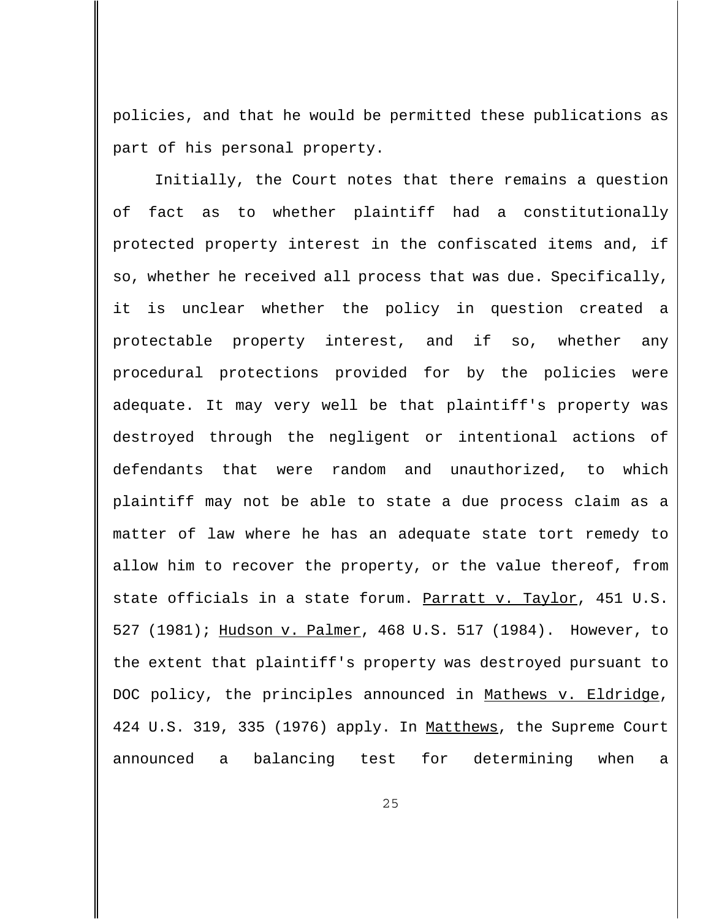policies, and that he would be permitted these publications as part of his personal property.

Initially, the Court notes that there remains a question of fact as to whether plaintiff had a constitutionally protected property interest in the confiscated items and, if so, whether he received all process that was due. Specifically, it is unclear whether the policy in question created a protectable property interest, and if so, whether any procedural protections provided for by the policies were adequate. It may very well be that plaintiff's property was destroyed through the negligent or intentional actions of defendants that were random and unauthorized, to which plaintiff may not be able to state a due process claim as a matter of law where he has an adequate state tort remedy to allow him to recover the property, or the value thereof, from state officials in a state forum. Parratt v. Taylor, 451 U.S. 527 (1981); Hudson v. Palmer, 468 U.S. 517 (1984). However, to the extent that plaintiff's property was destroyed pursuant to DOC policy, the principles announced in Mathews v. Eldridge, 424 U.S. 319, 335 (1976) apply. In Matthews, the Supreme Court announced a balancing test for determining when a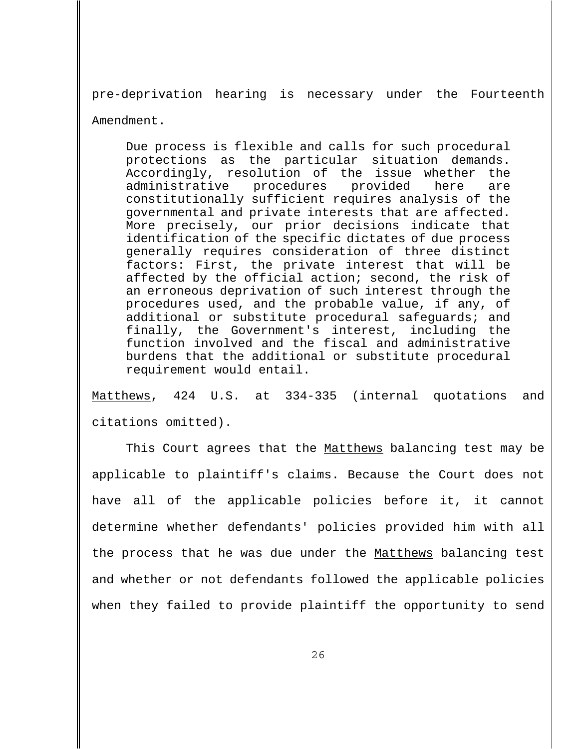pre-deprivation hearing is necessary under the Fourteenth Amendment.

> Due process is flexible and calls for such procedural protections as the particular situation demands. Accordingly, resolution of the issue whether the administrative procedures provided here are constitutionally sufficient requires analysis of the governmental and private interests that are affected. More precisely, our prior decisions indicate that identification of the specific dictates of due process generally requires consideration of three distinct factors: First, the private interest that will be affected by the official action; second, the risk of an erroneous deprivation of such interest through the procedures used, and the probable value, if any, of additional or substitute procedural safeguards; and finally, the Government's interest, including the function involved and the fiscal and administrative burdens that the additional or substitute procedural requirement would entail.

Matthews, 424 U.S. at 334-335 (internal quotations and citations omitted).

This Court agrees that the Matthews balancing test may be applicable to plaintiff's claims. Because the Court does not have all of the applicable policies before it, it cannot determine whether defendants' policies provided him with all the process that he was due under the Matthews balancing test and whether or not defendants followed the applicable policies when they failed to provide plaintiff the opportunity to send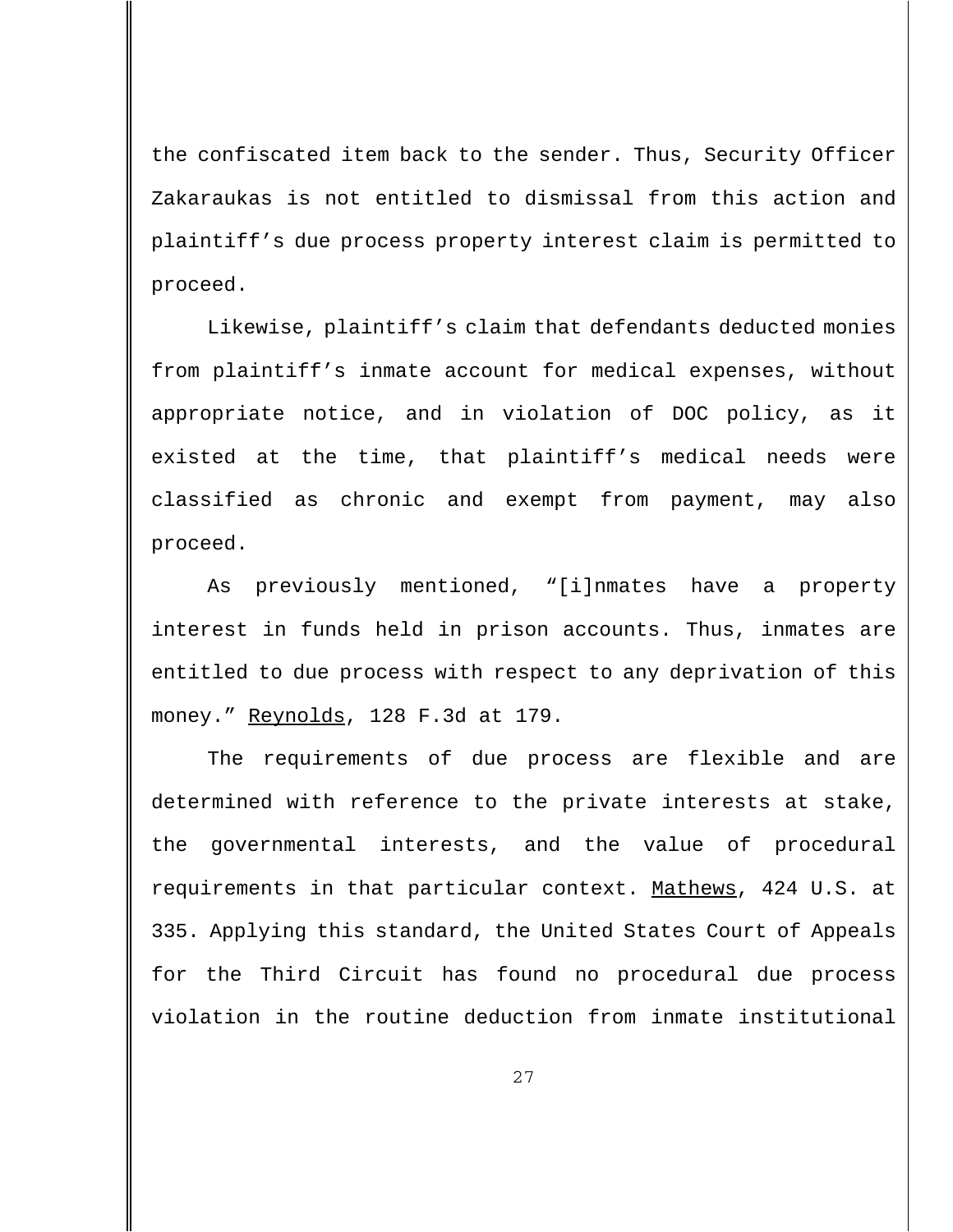the confiscated item back to the sender. Thus, Security Officer Zakaraukas is not entitled to dismissal from this action and plaintiff's due process property interest claim is permitted to proceed.

Likewise, plaintiff's claim that defendants deducted monies from plaintiff's inmate account for medical expenses, without appropriate notice, and in violation of DOC policy, as it existed at the time, that plaintiff's medical needs were classified as chronic and exempt from payment, may also proceed.

As previously mentioned, "[i]nmates have a property interest in funds held in prison accounts. Thus, inmates are entitled to due process with respect to any deprivation of this money." Reynolds, 128 F.3d at 179.

The requirements of due process are flexible and are determined with reference to the private interests at stake, the governmental interests, and the value of procedural requirements in that particular context. Mathews, 424 U.S. at 335. Applying this standard, the United States Court of Appeals for the Third Circuit has found no procedural due process violation in the routine deduction from inmate institutional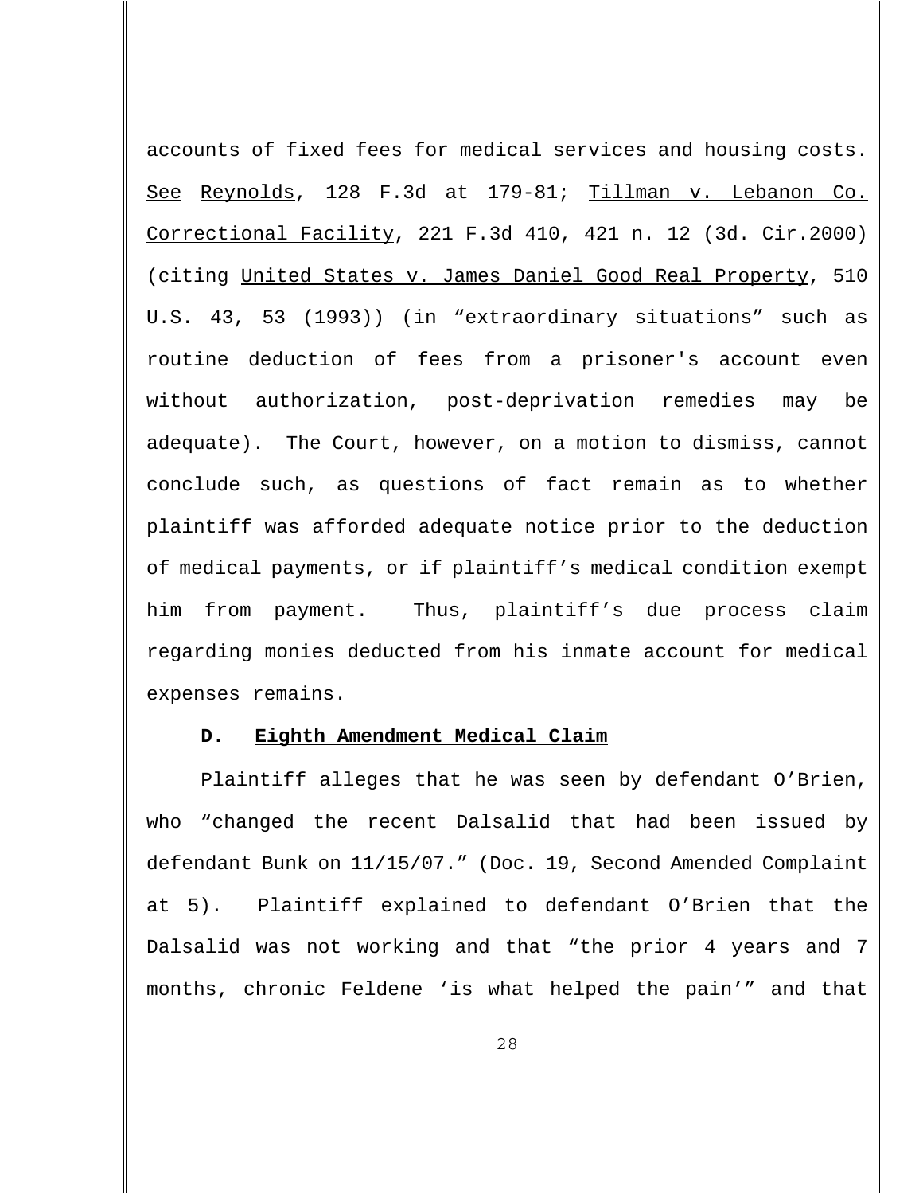accounts of fixed fees for medical services and housing costs. See Reynolds, 128 F.3d at 179-81; Tillman v. Lebanon Co. Correctional Facility, 221 F.3d 410, 421 n. 12 (3d. Cir.2000) (citing United States v. James Daniel Good Real Property, 510 U.S. 43, 53 (1993)) (in "extraordinary situations" such as routine deduction of fees from a prisoner's account even without authorization, post-deprivation remedies may be adequate). The Court, however, on a motion to dismiss, cannot conclude such, as questions of fact remain as to whether plaintiff was afforded adequate notice prior to the deduction of medical payments, or if plaintiff's medical condition exempt him from payment. Thus, plaintiff's due process claim regarding monies deducted from his inmate account for medical expenses remains.

**D. Eighth Amendment Medical Claim**

Plaintiff alleges that he was seen by defendant O'Brien, who "changed the recent Dalsalid that had been issued by defendant Bunk on 11/15/07." (Doc. 19, Second Amended Complaint at 5). Plaintiff explained to defendant O'Brien that the Dalsalid was not working and that "the prior 4 years and 7 months, chronic Feldene 'is what helped the pain'" and that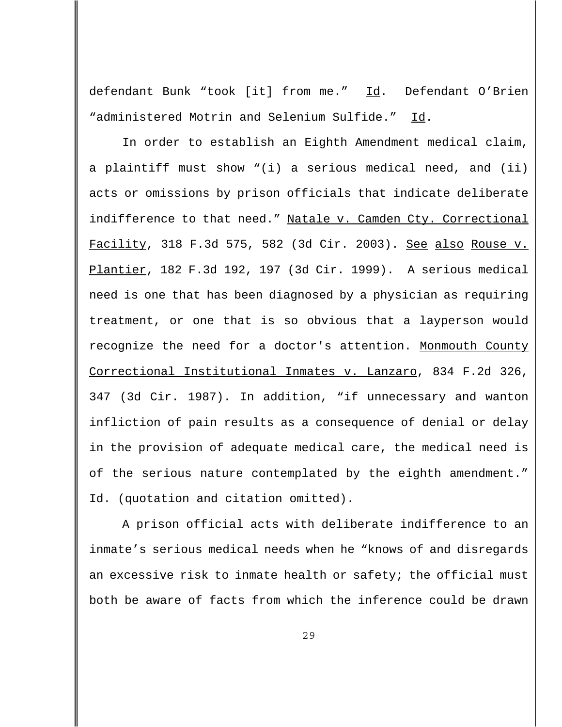defendant Bunk "took [it] from me." Id. Defendant O'Brien "administered Motrin and Selenium Sulfide." Id.

In order to establish an Eighth Amendment medical claim, a plaintiff must show "(i) a serious medical need, and (ii) acts or omissions by prison officials that indicate deliberate indifference to that need." Natale v. Camden Cty. Correctional Facility, 318 F.3d 575, 582 (3d Cir. 2003). See also Rouse v. Plantier, 182 F.3d 192, 197 (3d Cir. 1999). A serious medical need is one that has been diagnosed by a physician as requiring treatment, or one that is so obvious that a layperson would recognize the need for a doctor's attention. Monmouth County Correctional Institutional Inmates v. Lanzaro, 834 F.2d 326, 347 (3d Cir. 1987). In addition, "if unnecessary and wanton infliction of pain results as a consequence of denial or delay in the provision of adequate medical care, the medical need is of the serious nature contemplated by the eighth amendment." Id. (quotation and citation omitted).

A prison official acts with deliberate indifference to an inmate's serious medical needs when he "knows of and disregards an excessive risk to inmate health or safety; the official must both be aware of facts from which the inference could be drawn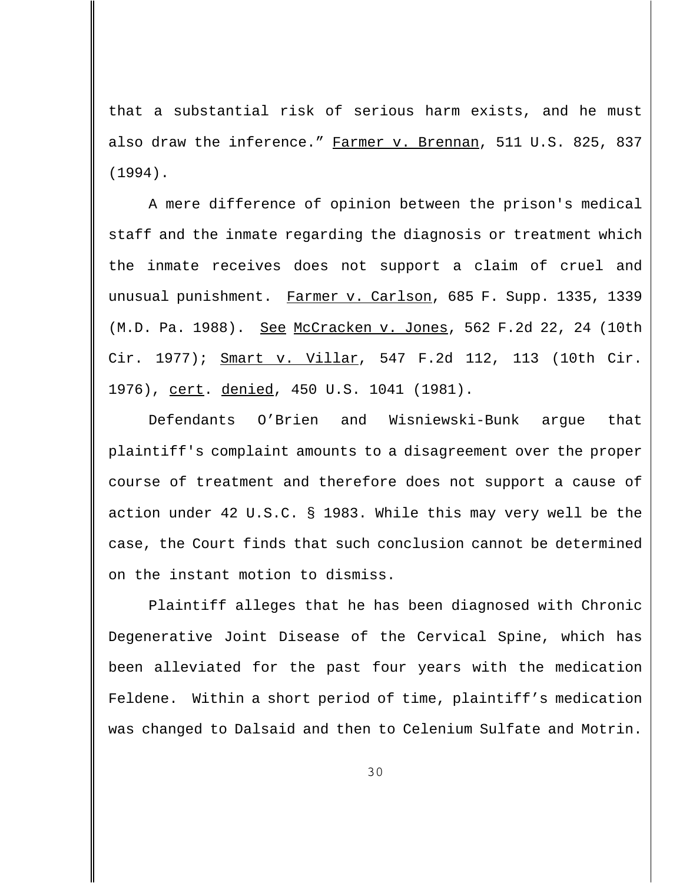that a substantial risk of serious harm exists, and he must also draw the inference." Farmer v. Brennan, 511 U.S. 825, 837 (1994).

A mere difference of opinion between the prison's medical staff and the inmate regarding the diagnosis or treatment which the inmate receives does not support a claim of cruel and unusual punishment. Farmer v. Carlson, 685 F. Supp. 1335, 1339 (M.D. Pa. 1988). See McCracken v. Jones, 562 F.2d 22, 24 (10th Cir. 1977); Smart v. Villar, 547 F.2d 112, 113 (10th Cir. 1976), cert. denied, 450 U.S. 1041 (1981).

Defendants O'Brien and Wisniewski-Bunk argue that plaintiff's complaint amounts to a disagreement over the proper course of treatment and therefore does not support a cause of action under 42 U.S.C. § 1983. While this may very well be the case, the Court finds that such conclusion cannot be determined on the instant motion to dismiss.

Plaintiff alleges that he has been diagnosed with Chronic Degenerative Joint Disease of the Cervical Spine, which has been alleviated for the past four years with the medication Feldene. Within a short period of time, plaintiff's medication was changed to Dalsaid and then to Celenium Sulfate and Motrin.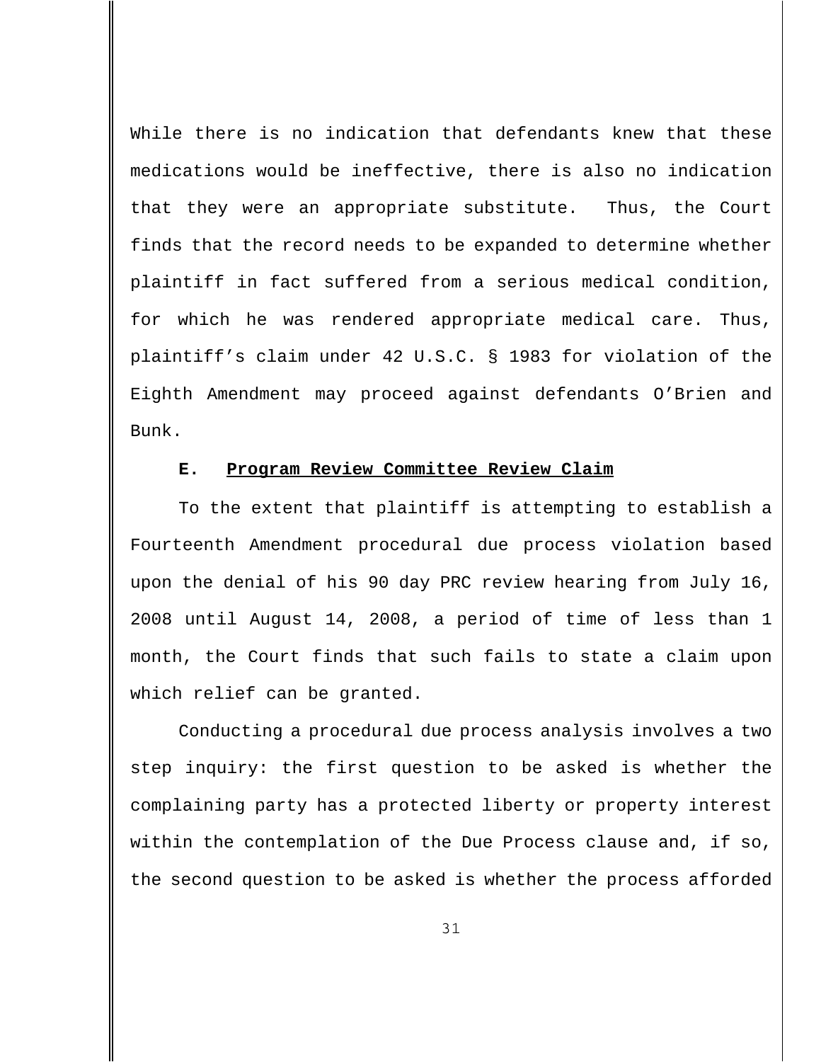While there is no indication that defendants knew that these medications would be ineffective, there is also no indication that they were an appropriate substitute. Thus, the Court finds that the record needs to be expanded to determine whether plaintiff in fact suffered from a serious medical condition, for which he was rendered appropriate medical care. Thus, plaintiff's claim under 42 U.S.C. § 1983 for violation of the Eighth Amendment may proceed against defendants O'Brien and Bunk.

**E. Program Review Committee Review Claim**

To the extent that plaintiff is attempting to establish a Fourteenth Amendment procedural due process violation based upon the denial of his 90 day PRC review hearing from July 16, 2008 until August 14, 2008, a period of time of less than 1 month, the Court finds that such fails to state a claim upon which relief can be granted.

Conducting a procedural due process analysis involves a two step inquiry: the first question to be asked is whether the complaining party has a protected liberty or property interest within the contemplation of the Due Process clause and, if so, the second question to be asked is whether the process afforded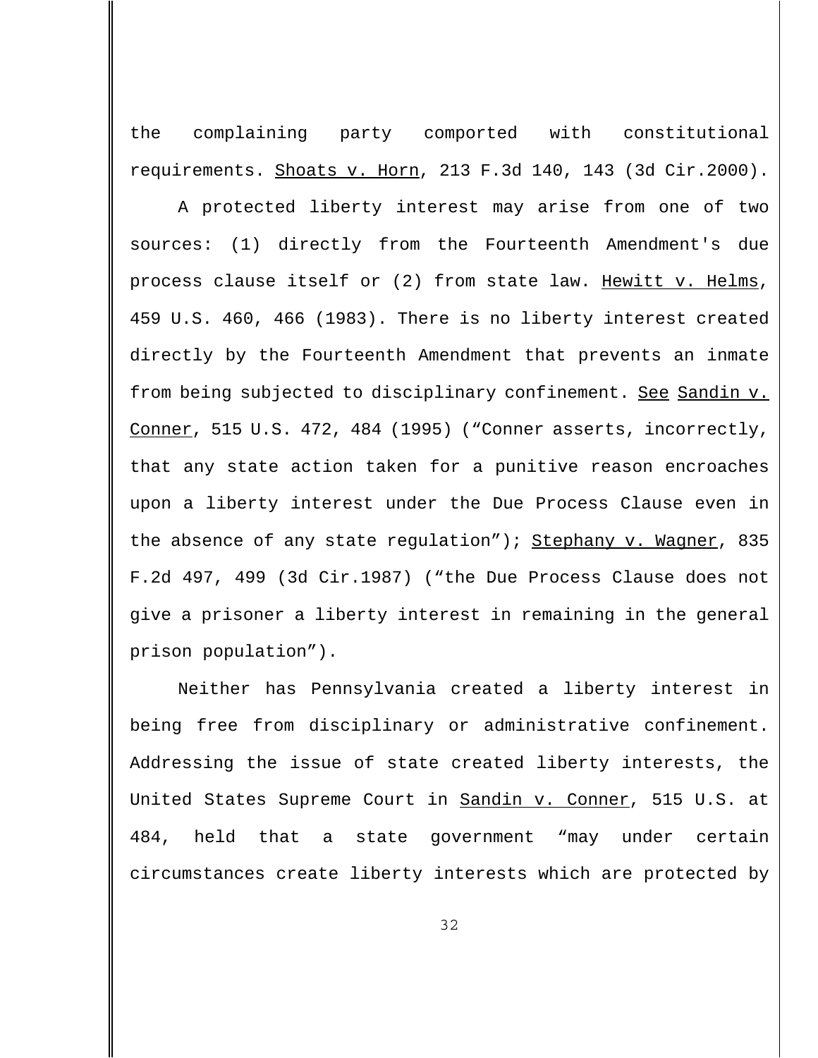the complaining party comported with constitutional requirements. Shoats v. Horn, 213 F.3d 140, 143 (3d Cir.2000).

A protected liberty interest may arise from one of two sources: (1) directly from the Fourteenth Amendment's due process clause itself or (2) from state law. Hewitt v. Helms, 459 U.S. 460, 466 (1983). There is no liberty interest created directly by the Fourteenth Amendment that prevents an inmate from being subjected to disciplinary confinement. See Sandin v. Conner, 515 U.S. 472, 484 (1995) ("Conner asserts, incorrectly, that any state action taken for a punitive reason encroaches upon a liberty interest under the Due Process Clause even in the absence of any state regulation"); Stephany v. Wagner, 835 F.2d 497, 499 (3d Cir.1987) ("the Due Process Clause does not give a prisoner a liberty interest in remaining in the general prison population").

Neither has Pennsylvania created a liberty interest in being free from disciplinary or administrative confinement. Addressing the issue of state created liberty interests, the United States Supreme Court in Sandin v. Conner, 515 U.S. at 484, held that a state government "may under certain circumstances create liberty interests which are protected by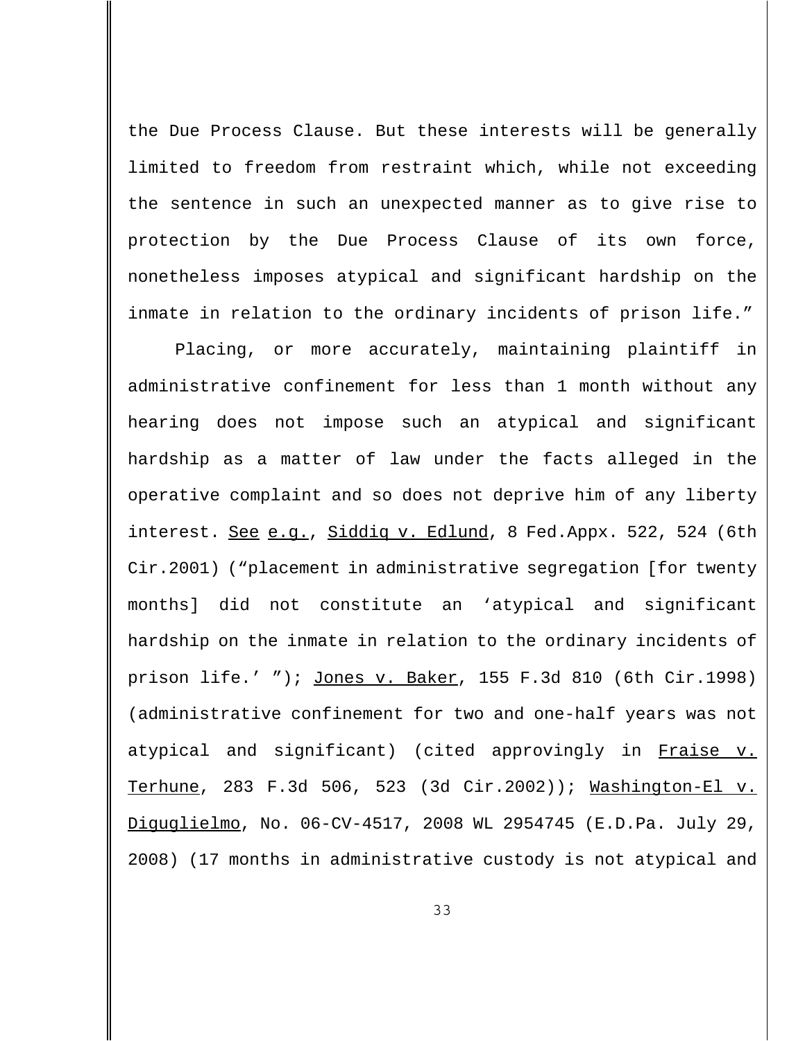the Due Process Clause. But these interests will be generally limited to freedom from restraint which, while not exceeding the sentence in such an unexpected manner as to give rise to protection by the Due Process Clause of its own force, nonetheless imposes atypical and significant hardship on the inmate in relation to the ordinary incidents of prison life."

Placing, or more accurately, maintaining plaintiff in administrative confinement for less than 1 month without any hearing does not impose such an atypical and significant hardship as a matter of law under the facts alleged in the operative complaint and so does not deprive him of any liberty interest. See e.g., Siddiq v. Edlund, 8 Fed.Appx. 522, 524 (6th Cir.2001) ("placement in administrative segregation [for twenty months] did not constitute an 'atypical and significant hardship on the inmate in relation to the ordinary incidents of prison life.' "); Jones v. Baker, 155 F.3d 810 (6th Cir.1998) (administrative confinement for two and one-half years was not atypical and significant) (cited approvingly in Fraise v. Terhune, 283 F.3d 506, 523 (3d Cir.2002)); Washington-El v. Diguglielmo, No. 06-CV-4517, 2008 WL 2954745 (E.D.Pa. July 29, 2008) (17 months in administrative custody is not atypical and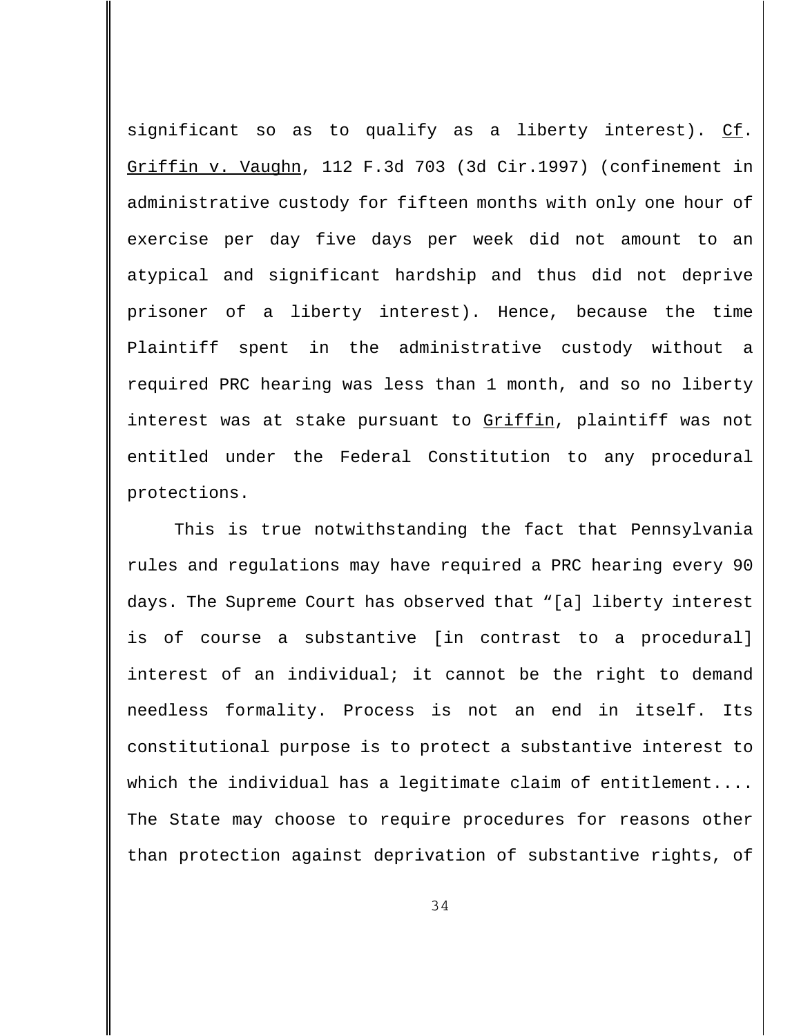significant so as to qualify as a liberty interest). Cf. Griffin v. Vaughn, 112 F.3d 703 (3d Cir.1997) (confinement in administrative custody for fifteen months with only one hour of exercise per day five days per week did not amount to an atypical and significant hardship and thus did not deprive prisoner of a liberty interest). Hence, because the time Plaintiff spent in the administrative custody without a required PRC hearing was less than 1 month, and so no liberty interest was at stake pursuant to Griffin, plaintiff was not entitled under the Federal Constitution to any procedural protections.

This is true notwithstanding the fact that Pennsylvania rules and regulations may have required a PRC hearing every 90 days. The Supreme Court has observed that "[a] liberty interest is of course a substantive [in contrast to a procedural] interest of an individual; it cannot be the right to demand needless formality. Process is not an end in itself. Its constitutional purpose is to protect a substantive interest to which the individual has a legitimate claim of entitlement.... The State may choose to require procedures for reasons other than protection against deprivation of substantive rights, of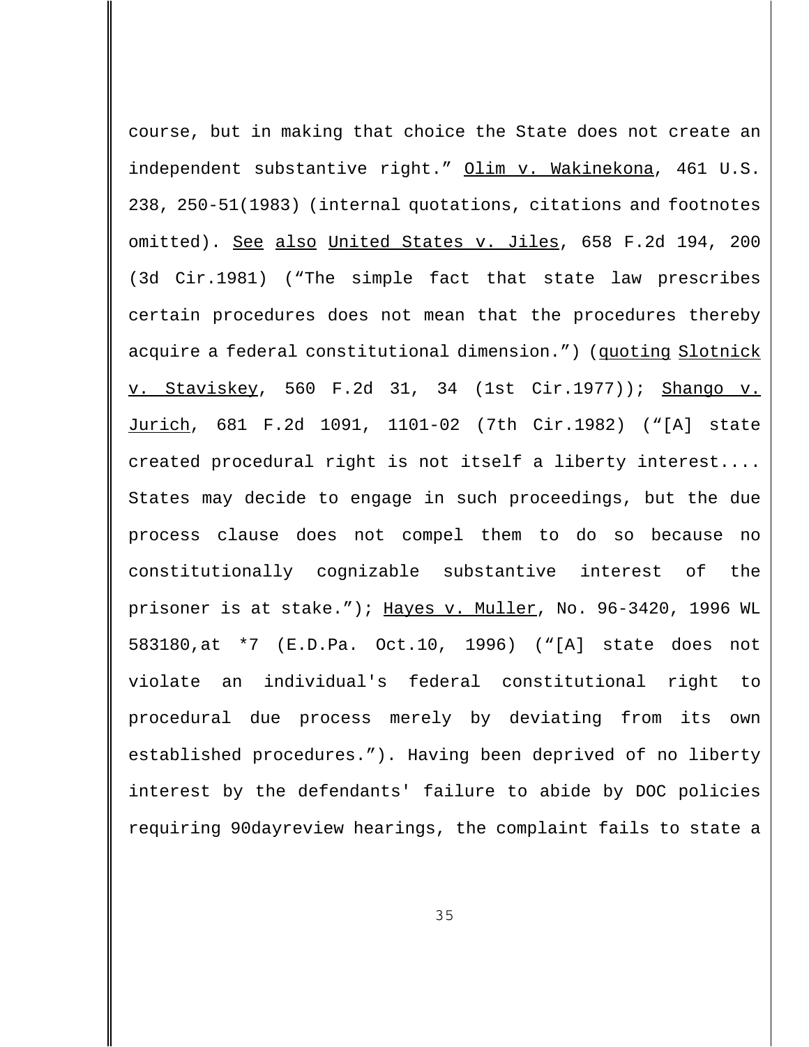course, but in making that choice the State does not create an independent substantive right." Olim v. Wakinekona, 461 U.S. 238, 250-51(1983) (internal quotations, citations and footnotes omitted). See also United States v. Jiles, 658 F.2d 194, 200 (3d Cir.1981) ("The simple fact that state law prescribes certain procedures does not mean that the procedures thereby acquire a federal constitutional dimension.") (quoting Slotnick v. Staviskey, 560 F.2d 31, 34 (1st Cir.1977)); Shango v. Jurich, 681 F.2d 1091, 1101-02 (7th Cir.1982) ("[A] state created procedural right is not itself a liberty interest.... States may decide to engage in such proceedings, but the due process clause does not compel them to do so because no constitutionally cognizable substantive interest of the prisoner is at stake."); Hayes v. Muller, No. 96-3420, 1996 WL 583180,at *7 (E.D.Pa. Oct.10, 1996) ("[A] state does not violate an individual's federal constitutional right to procedural due process merely by deviating from its own established procedures."). Having been deprived of no liberty interest by the defendants' failure to abide by DOC policies requiring 90dayreview hearings, the complaint fails to state a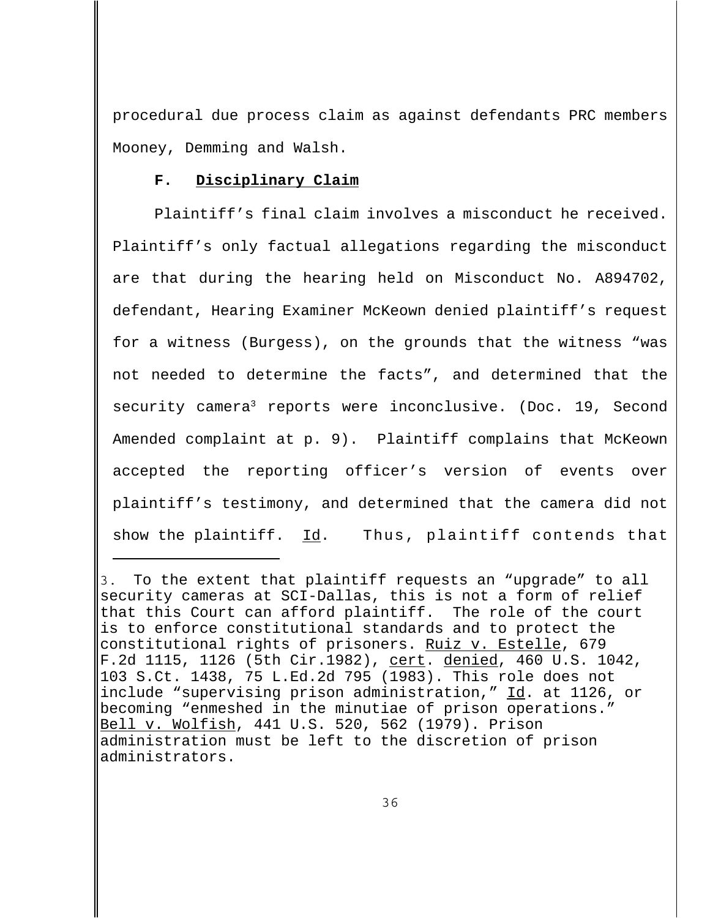procedural due process claim as against defendants PRC members Mooney, Demming and Walsh.

### F. **Disciplinary Claim**

Plaintiff's final claim involves a misconduct he received. Plaintiff's only factual allegations regarding the misconduct are that during the hearing held on Misconduct No. A894702, defendant, Hearing Examiner McKeown denied plaintiff's request for a witness (Burgess), on the grounds that the witness "was not needed to determine the facts", and determined that the security camera[3] reports were inconclusive. (Doc. 19, Second Amended complaint at p. 9). Plaintiff complains that McKeown accepted the reporting officer's version of events over plaintiff's testimony, and determined that the camera did not show the plaintiff. Id. Thus, plaintiff contends that

---

3. To the extent that plaintiff requests an "upgrade" to all security cameras at SCI-Dallas, this is not a form of relief that this Court can afford plaintiff. The role of the court is to enforce constitutional standards and to protect the constitutional rights of prisoners. Ruiz v. Estelle, 679 F.2d 1115, 1126 (5th Cir.1982), cert. denied, 460 U.S. 1042, 103 S.Ct. 1438, 75 L.Ed.2d 795 (1983). This role does not include "supervising prison administration," Id. at 1126, or becoming "enmeshed in the minutiae of prison operations." Bell v. Wolfish, 441 U.S. 520, 562 (1979). Prison administration must be left to the discretion of prison administrators.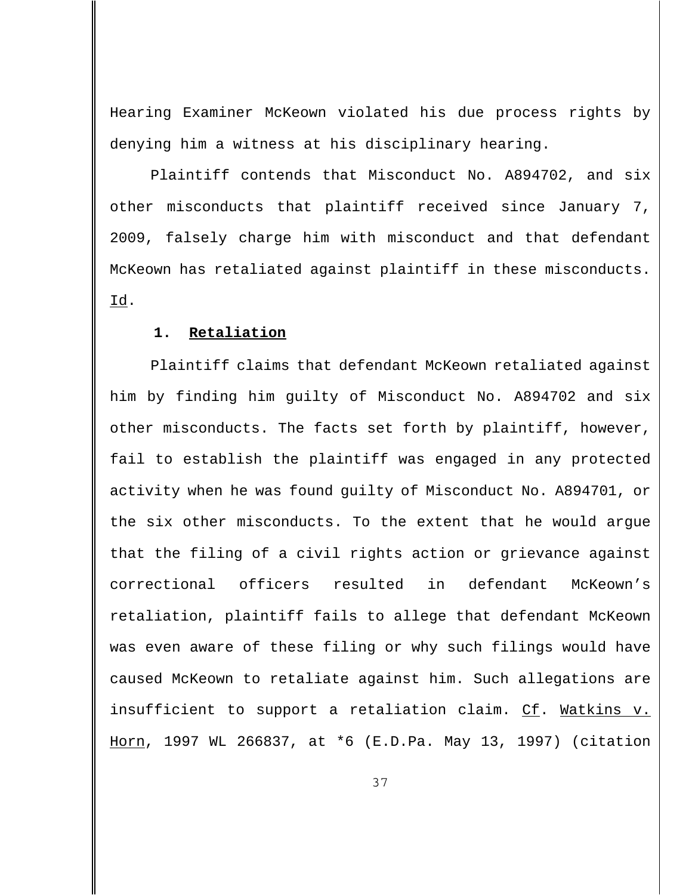Hearing Examiner McKeown violated his due process rights by denying him a witness at his disciplinary hearing.

Plaintiff contends that Misconduct No. A894702, and six other misconducts that plaintiff received since January 7, 2009, falsely charge him with misconduct and that defendant McKeown has retaliated against plaintiff in these misconducts. Id.

### 1. Retaliation

Plaintiff claims that defendant McKeown retaliated against him by finding him guilty of Misconduct No. A894702 and six other misconducts. The facts set forth by plaintiff, however, fail to establish the plaintiff was engaged in any protected activity when he was found guilty of Misconduct No. A894701, or the six other misconducts. To the extent that he would argue that the filing of a civil rights action or grievance against correctional officers resulted in defendant McKeown's retaliation, plaintiff fails to allege that defendant McKeown was even aware of these filing or why such filings would have caused McKeown to retaliate against him. Such allegations are insufficient to support a retaliation claim. Cf. Watkins v. Horn, 1997 WL 266837, at *6 (E.D.Pa. May 13, 1997) (citation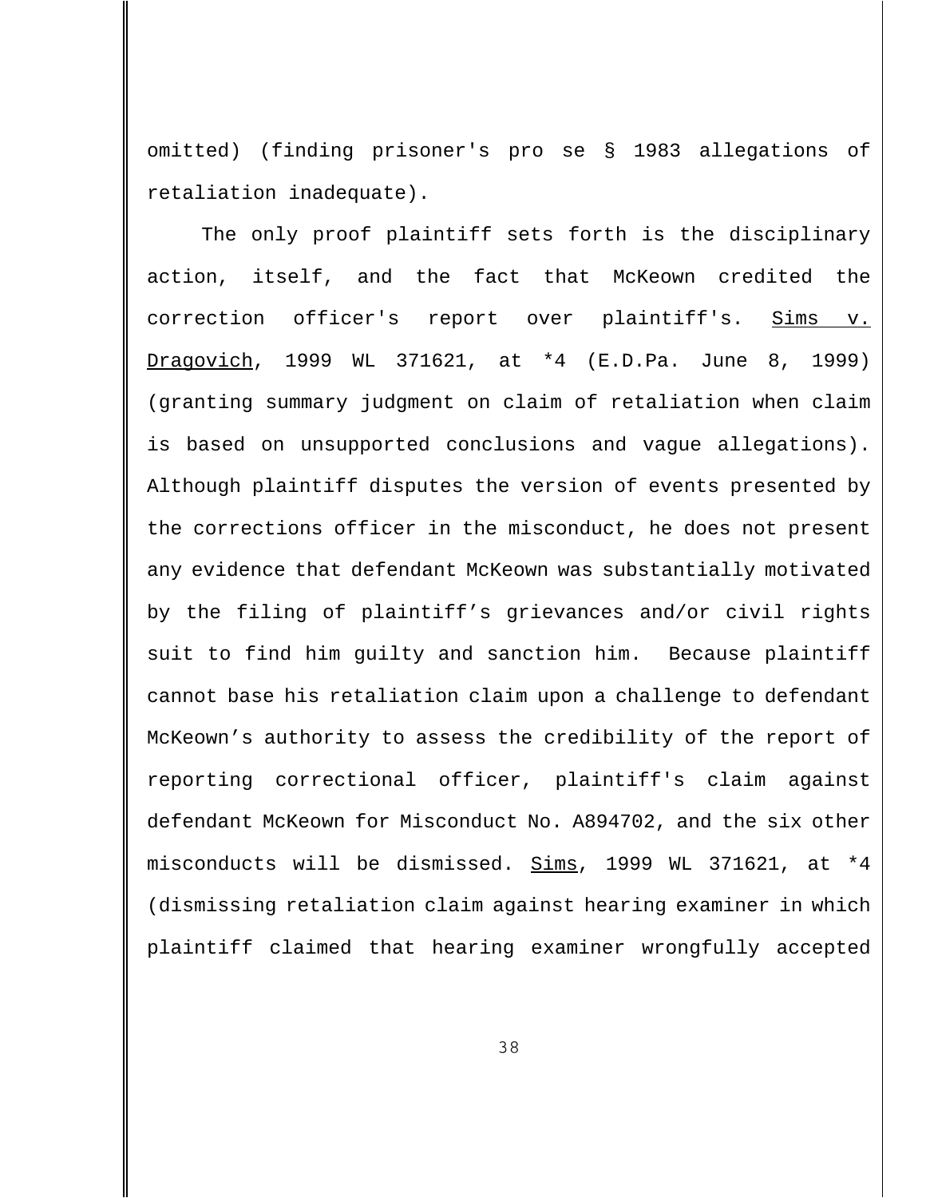omitted) (finding prisoner's pro se § 1983 allegations of retaliation inadequate).

The only proof plaintiff sets forth is the disciplinary action, itself, and the fact that McKeown credited the correction officer's report over plaintiff's. Sims v. Dragovich, 1999 WL 371621, at *4 (E.D.Pa. June 8, 1999) (granting summary judgment on claim of retaliation when claim is based on unsupported conclusions and vague allegations). Although plaintiff disputes the version of events presented by the corrections officer in the misconduct, he does not present any evidence that defendant McKeown was substantially motivated by the filing of plaintiff's grievances and/or civil rights suit to find him guilty and sanction him. Because plaintiff cannot base his retaliation claim upon a challenge to defendant McKeown's authority to assess the credibility of the report of reporting correctional officer, plaintiff's claim against defendant McKeown for Misconduct No. A894702, and the six other misconducts will be dismissed. Sims, 1999 WL 371621, at *4 (dismissing retaliation claim against hearing examiner in which plaintiff claimed that hearing examiner wrongfully accepted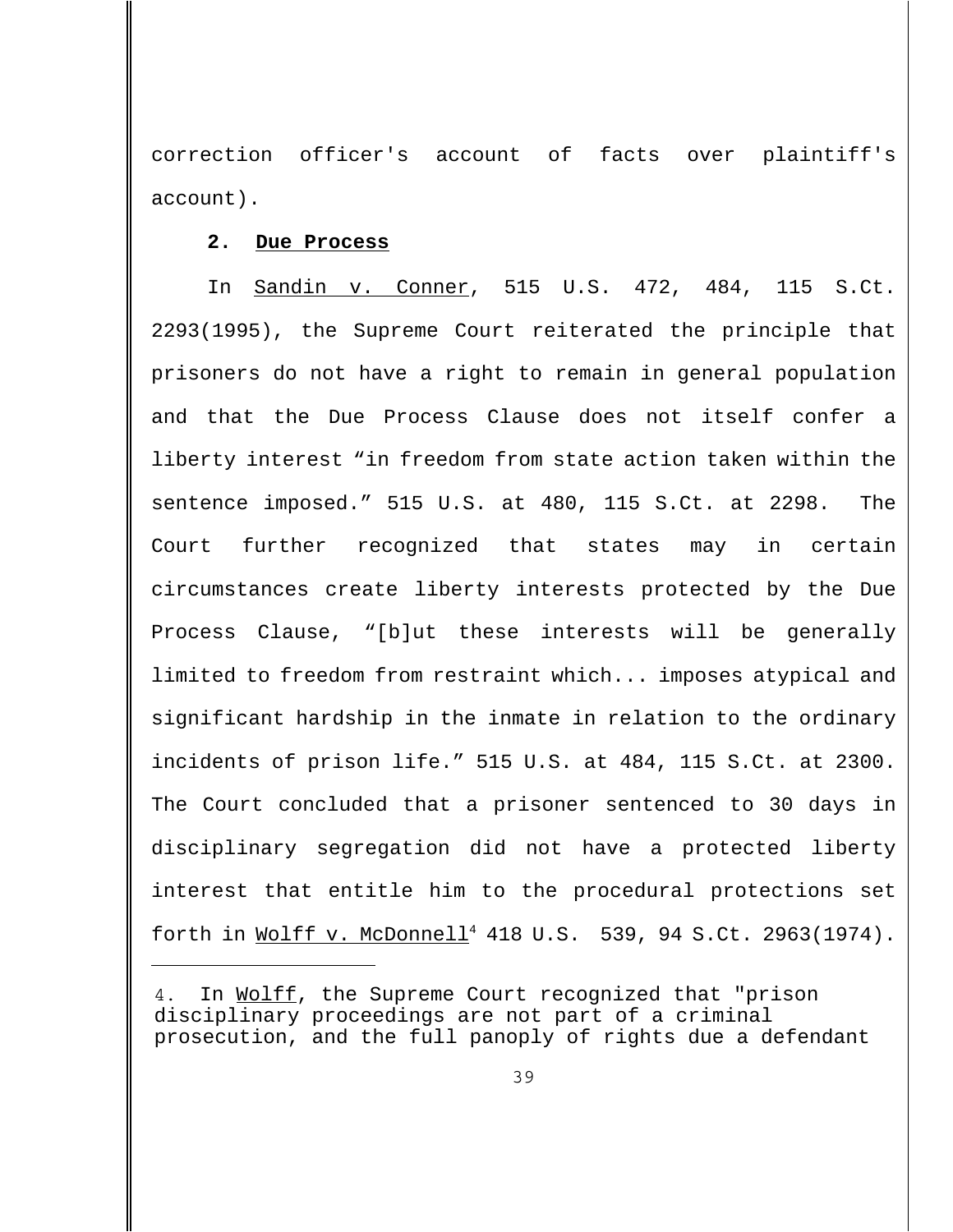correction officer's account of facts over plaintiff's account).

**2. Due Process**

In Sandin v. Conner, 515 U.S. 472, 484, 115 S.Ct. 2293(1995), the Supreme Court reiterated the principle that prisoners do not have a right to remain in general population and that the Due Process Clause does not itself confer a liberty interest "in freedom from state action taken within the sentence imposed." 515 U.S. at 480, 115 S.Ct. at 2298. The Court further recognized that states may in certain circumstances create liberty interests protected by the Due Process Clause, "[b]ut these interests will be generally limited to freedom from restraint which... imposes atypical and significant hardship in the inmate in relation to the ordinary incidents of prison life." 515 U.S. at 484, 115 S.Ct. at 2300. The Court concluded that a prisoner sentenced to 30 days in disciplinary segregation did not have a protected liberty interest that entitle him to the procedural protections set forth in Wolff v. McDonnell[4] 418 U.S. 539, 94 S.Ct. 2963(1974).

---

4. In Wolff, the Supreme Court recognized that "prison disciplinary proceedings are not part of a criminal prosecution, and the full panoply of rights due a defendant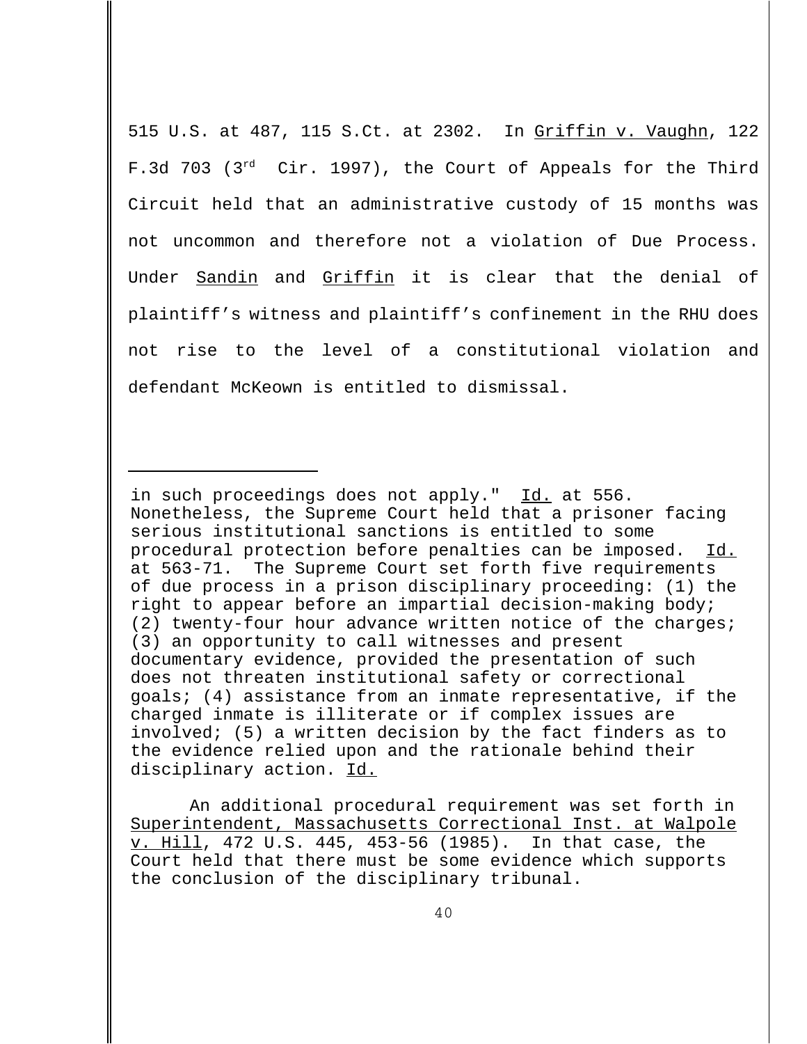515 U.S. at 487, 115 S.Ct. at 2302. In Griffin v. Vaughn, 122 F.3d 703 (3rd Cir. 1997), the Court of Appeals for the Third Circuit held that an administrative custody of 15 months was not uncommon and therefore not a violation of Due Process. Under Sandin and Griffin it is clear that the denial of plaintiff's witness and plaintiff's confinement in the RHU does not rise to the level of a constitutional violation and defendant McKeown is entitled to dismissal.

---

in such proceedings does not apply." Id. at 556. Nonetheless, the Supreme Court held that a prisoner facing serious institutional sanctions is entitled to some procedural protection before penalties can be imposed. Id. at 563-71. The Supreme Court set forth five requirements of due process in a prison disciplinary proceeding: (1) the right to appear before an impartial decision-making body; (2) twenty-four hour advance written notice of the charges; (3) an opportunity to call witnesses and present documentary evidence, provided the presentation of such does not threaten institutional safety or correctional goals; (4) assistance from an inmate representative, if the charged inmate is illiterate or if complex issues are involved; (5) a written decision by the fact finders as to the evidence relied upon and the rationale behind their disciplinary action. Id.

An additional procedural requirement was set forth in Superintendent, Massachusetts Correctional Inst. at Walpole v. Hill, 472 U.S. 445, 453-56 (1985). In that case, the Court held that there must be some evidence which supports the conclusion of the disciplinary tribunal.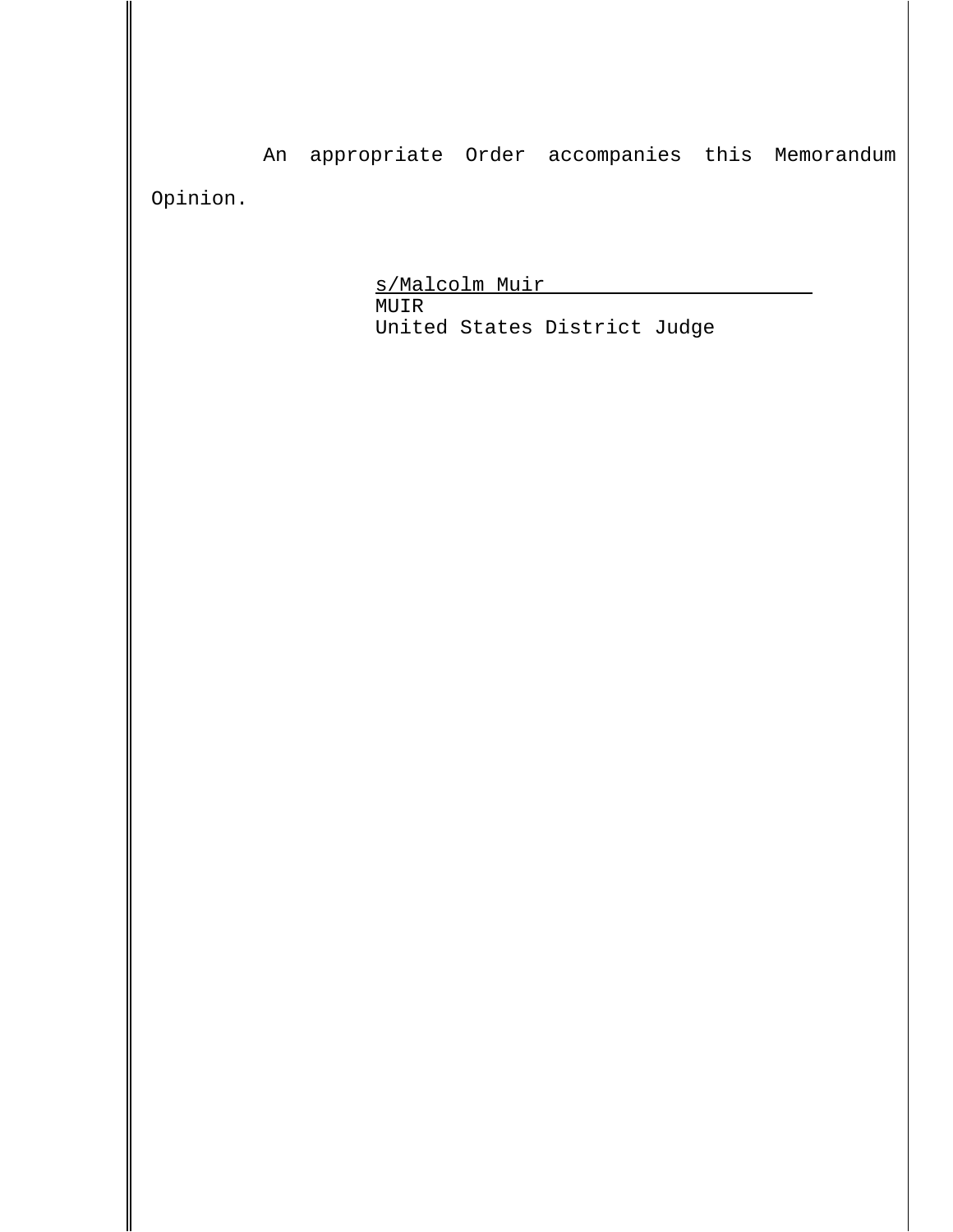An appropriate Order accompanies this Memorandum Opinion.

s/Malcolm Muir  
MUIR  
United States District Judge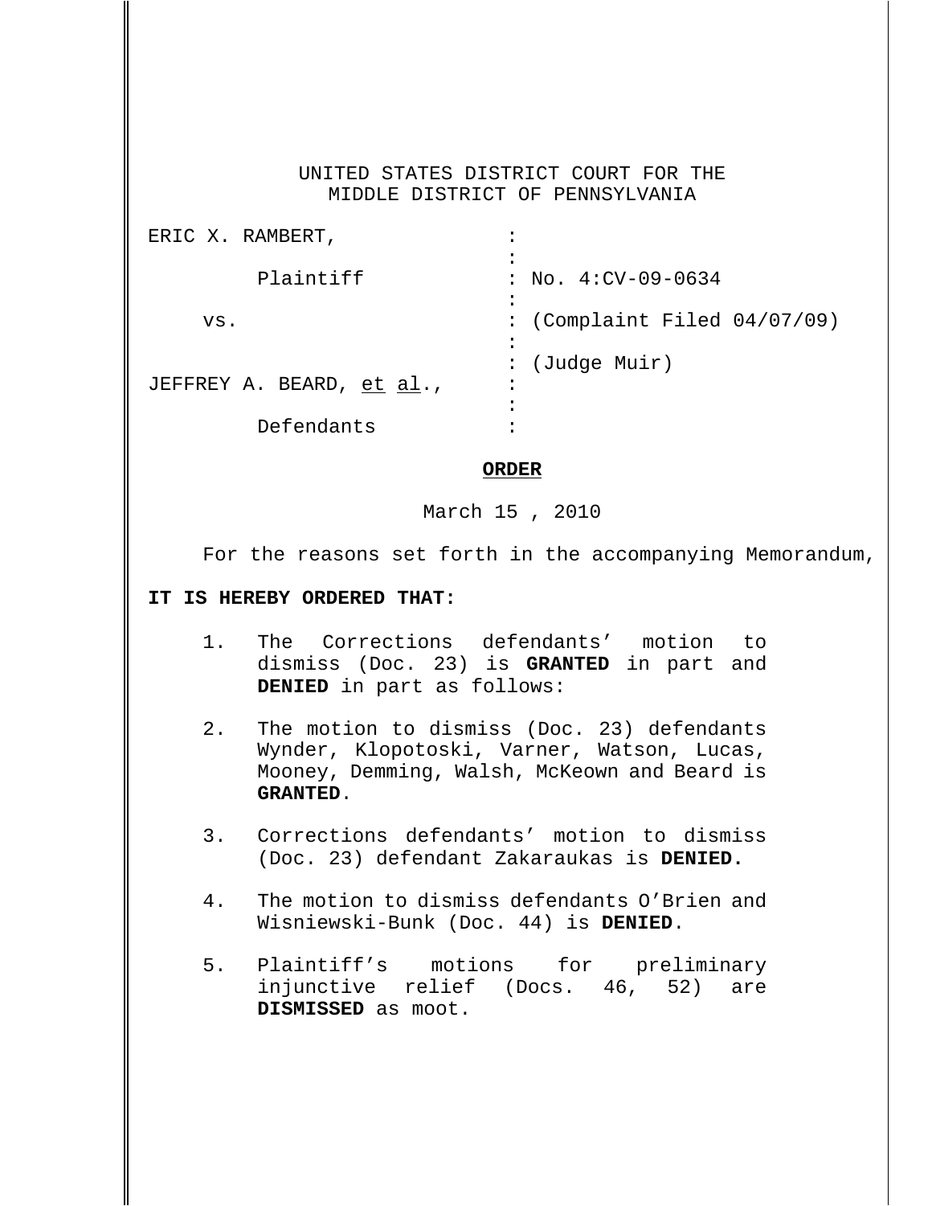UNITED STATES DISTRICT COURT FOR THE
MIDDLE DISTRICT OF PENNSYLVANIA

| | | |
|---|---|---|
| ERIC X. RAMBERT, | : | |
| Plaintiff | : | No. 4:CV-09-0634 |
| vs. | : | (Complaint Filed 04/07/09) |
| | : | (Judge Muir) |
| JEFFREY A. BEARD, et al., | : | |
| Defendants | : | |

**ORDER**

March 15 , 2010

For the reasons set forth in the accompanying Memorandum,

**IT IS HEREBY ORDERED THAT:**

1. The Corrections defendants' motion to dismiss (Doc. 23) is **GRANTED** in part and **DENIED** in part as follows:

2. The motion to dismiss (Doc. 23) defendants Wynder, Klopotoski, Varner, Watson, Lucas, Mooney, Demming, Walsh, McKeown and Beard is **GRANTED**.

3. Corrections defendants' motion to dismiss (Doc. 23) defendant Zakaraukas is **DENIED.**

4. The motion to dismiss defendants O'Brien and Wisniewski-Bunk (Doc. 44) is **DENIED**.

5. Plaintiff's motions for preliminary injunctive relief (Docs. 46, 52) are **DISMISSED** as moot.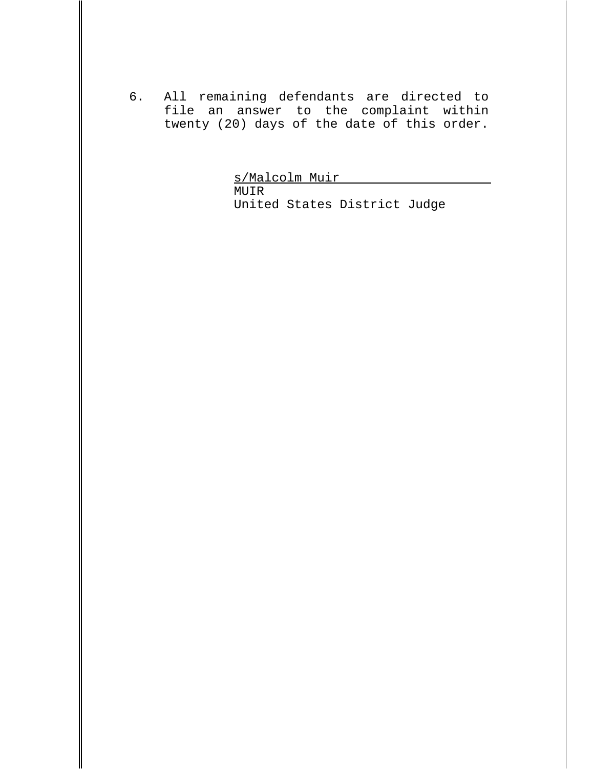6. All remaining defendants are directed to file an answer to the complaint within twenty (20) days of the date of this order.

s/Malcolm Muir  
MUIR  
United States District Judge